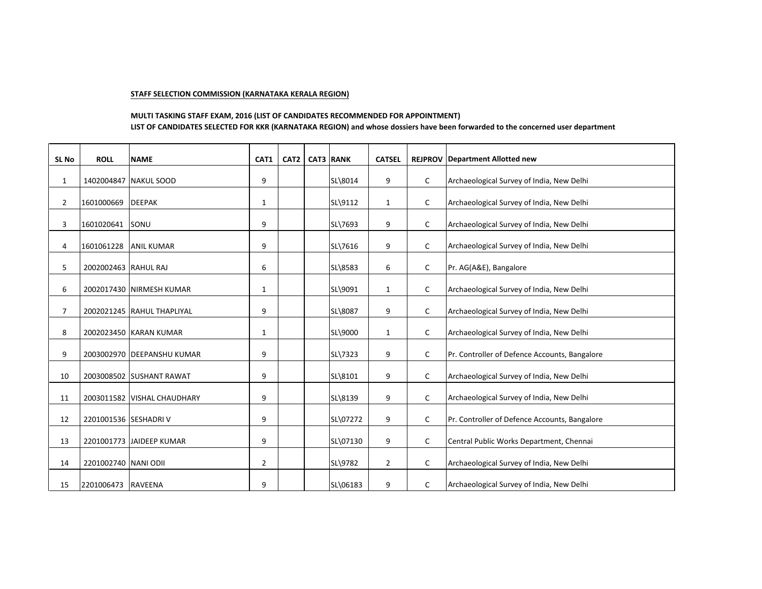**STAFF SELECTION COMMISSION (KARNATAKA KERALA REGION)**

**MULTI TASKING STAFF EXAM, 2016 (LIST OF CANDIDATES RECOMMENDED FOR APPOINTMENT)**

**LIST OF CANDIDATES SELECTED FOR KKR (KARNATAKA REGION) and whose dossiers have been forwarded to the concerned user department**

| SL No | ROLL | NAME | CAT1 | CAT2 | CAT3 | RANK | CATSEL | REJPROV | Department Allotted new |
|---|---|---|---|---|---|---|---|---|---|
| 1 | 1402004847 | NAKUL SOOD | 9 | | | SL\8014 | 9 | C | Archaeological Survey of India, New Delhi |
| 2 | 1601000669 | DEEPAK | 1 | | | SL\9112 | 1 | C | Archaeological Survey of India, New Delhi |
| 3 | 1601020641 | SONU | 9 | | | SL\7693 | 9 | C | Archaeological Survey of India, New Delhi |
| 4 | 1601061228 | ANIL KUMAR | 9 | | | SL\7616 | 9 | C | Archaeological Survey of India, New Delhi |
| 5 | 2002002463 | RAHUL RAJ | 6 | | | SL\8583 | 6 | C | Pr. AG(A&E), Bangalore |
| 6 | 2002017430 | NIRMESH KUMAR | 1 | | | SL\9091 | 1 | C | Archaeological Survey of India, New Delhi |
| 7 | 2002021245 | RAHUL THAPLIYAL | 9 | | | SL\8087 | 9 | C | Archaeological Survey of India, New Delhi |
| 8 | 2002023450 | KARAN KUMAR | 1 | | | SL\9000 | 1 | C | Archaeological Survey of India, New Delhi |
| 9 | 2003002970 | DEEPANSHU KUMAR | 9 | | | SL\7323 | 9 | C | Pr. Controller of Defence Accounts, Bangalore |
| 10 | 2003008502 | SUSHANT RAWAT | 9 | | | SL\8101 | 9 | C | Archaeological Survey of India, New Delhi |
| 11 | 2003011582 | VISHAL CHAUDHARY | 9 | | | SL\8139 | 9 | C | Archaeological Survey of India, New Delhi |
| 12 | 2201001536 | SESHADRI V | 9 | | | SL\07272 | 9 | C | Pr. Controller of Defence Accounts, Bangalore |
| 13 | 2201001773 | JAIDEEP KUMAR | 9 | | | SL\07130 | 9 | C | Central Public Works Department, Chennai |
| 14 | 2201002740 | NANI ODII | 2 | | | SL\9782 | 2 | C | Archaeological Survey of India, New Delhi |
| 15 | 2201006473 | RAVEENA | 9 | | | SL\06183 | 9 | C | Archaeological Survey of India, New Delhi |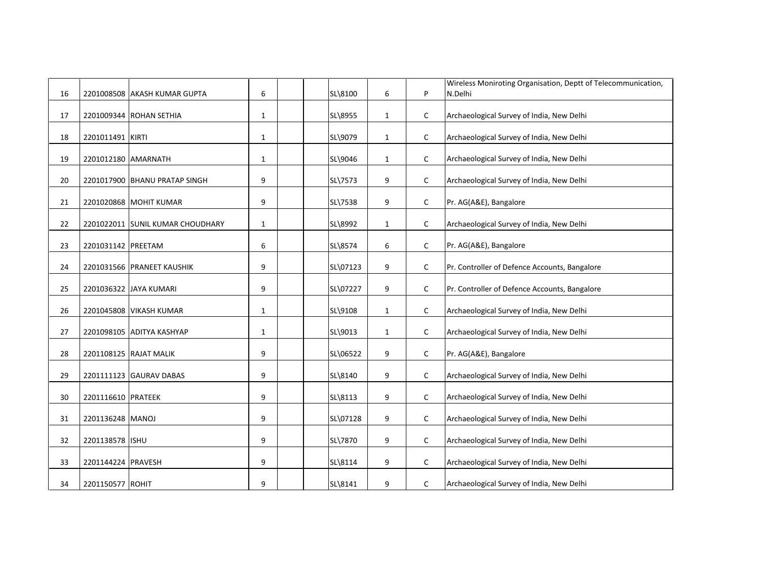| | | | | | | | | | |
|---|---|---|---|---|---|---|---|---|---|
| 16 | 2201008508 | AKASH KUMAR GUPTA | 6 | | | SL\8100 | 6 | P | Wireless Moniroting Organisation, Deptt of Telecommunication, N.Delhi |
| 17 | 2201009344 | ROHAN SETHIA | 1 | | | SL\8955 | 1 | C | Archaeological Survey of India, New Delhi |
| 18 | 2201011491 | KIRTI | 1 | | | SL\9079 | 1 | C | Archaeological Survey of India, New Delhi |
| 19 | 2201012180 | AMARNATH | 1 | | | SL\9046 | 1 | C | Archaeological Survey of India, New Delhi |
| 20 | 2201017900 | BHANU PRATAP SINGH | 9 | | | SL\7573 | 9 | C | Archaeological Survey of India, New Delhi |
| 21 | 2201020868 | MOHIT KUMAR | 9 | | | SL\7538 | 9 | C | Pr. AG(A&E), Bangalore |
| 22 | 2201022011 | SUNIL KUMAR CHOUDHARY | 1 | | | SL\8992 | 1 | C | Archaeological Survey of India, New Delhi |
| 23 | 2201031142 | PREETAM | 6 | | | SL\8574 | 6 | C | Pr. AG(A&E), Bangalore |
| 24 | 2201031566 | PRANEET KAUSHIK | 9 | | | SL\07123 | 9 | C | Pr. Controller of Defence Accounts, Bangalore |
| 25 | 2201036322 | JAYA KUMARI | 9 | | | SL\07227 | 9 | C | Pr. Controller of Defence Accounts, Bangalore |
| 26 | 2201045808 | VIKASH KUMAR | 1 | | | SL\9108 | 1 | C | Archaeological Survey of India, New Delhi |
| 27 | 2201098105 | ADITYA KASHYAP | 1 | | | SL\9013 | 1 | C | Archaeological Survey of India, New Delhi |
| 28 | 2201108125 | RAJAT MALIK | 9 | | | SL\06522 | 9 | C | Pr. AG(A&E), Bangalore |
| 29 | 2201111123 | GAURAV DABAS | 9 | | | SL\8140 | 9 | C | Archaeological Survey of India, New Delhi |
| 30 | 2201116610 | PRATEEK | 9 | | | SL\8113 | 9 | C | Archaeological Survey of India, New Delhi |
| 31 | 2201136248 | MANOJ | 9 | | | SL\07128 | 9 | C | Archaeological Survey of India, New Delhi |
| 32 | 2201138578 | ISHU | 9 | | | SL\7870 | 9 | C | Archaeological Survey of India, New Delhi |
| 33 | 2201144224 | PRAVESH | 9 | | | SL\8114 | 9 | C | Archaeological Survey of India, New Delhi |
| 34 | 2201150577 | ROHIT | 9 | | | SL\8141 | 9 | C | Archaeological Survey of India, New Delhi |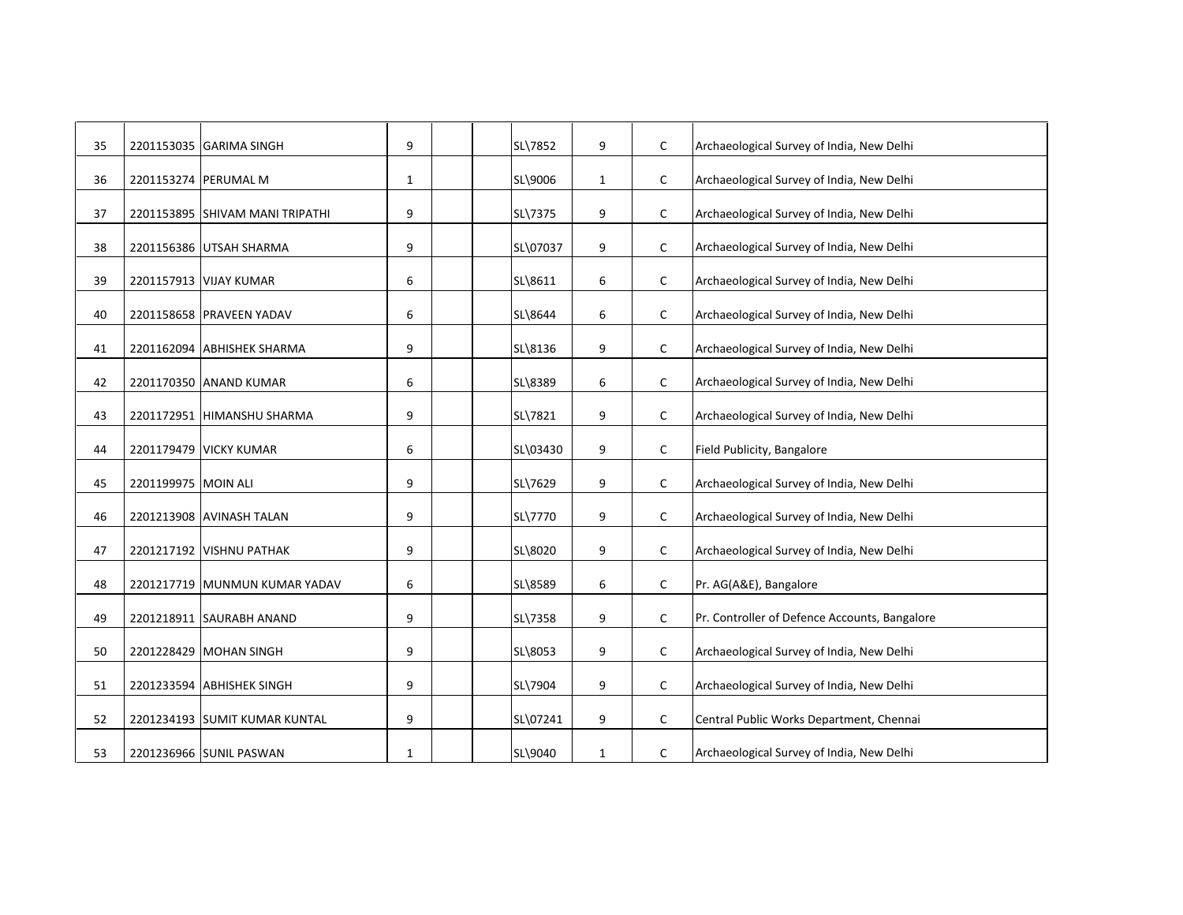| | | | | | | | | | |
|---|---|---|---|---|---|---|---|---|---|
| 35 | 2201153035 | GARIMA SINGH | 9 | | | SL\7852 | 9 | C | Archaeological Survey of India, New Delhi |
| 36 | 2201153274 | PERUMAL M | 1 | | | SL\9006 | 1 | C | Archaeological Survey of India, New Delhi |
| 37 | 2201153895 | SHIVAM MANI TRIPATHI | 9 | | | SL\7375 | 9 | C | Archaeological Survey of India, New Delhi |
| 38 | 2201156386 | UTSAH SHARMA | 9 | | | SL\07037 | 9 | C | Archaeological Survey of India, New Delhi |
| 39 | 2201157913 | VIJAY KUMAR | 6 | | | SL\8611 | 6 | C | Archaeological Survey of India, New Delhi |
| 40 | 2201158658 | PRAVEEN YADAV | 6 | | | SL\8644 | 6 | C | Archaeological Survey of India, New Delhi |
| 41 | 2201162094 | ABHISHEK SHARMA | 9 | | | SL\8136 | 9 | C | Archaeological Survey of India, New Delhi |
| 42 | 2201170350 | ANAND KUMAR | 6 | | | SL\8389 | 6 | C | Archaeological Survey of India, New Delhi |
| 43 | 2201172951 | HIMANSHU SHARMA | 9 | | | SL\7821 | 9 | C | Archaeological Survey of India, New Delhi |
| 44 | 2201179479 | VICKY KUMAR | 6 | | | SL\03430 | 9 | C | Field Publicity, Bangalore |
| 45 | 2201199975 | MOIN ALI | 9 | | | SL\7629 | 9 | C | Archaeological Survey of India, New Delhi |
| 46 | 2201213908 | AVINASH TALAN | 9 | | | SL\7770 | 9 | C | Archaeological Survey of India, New Delhi |
| 47 | 2201217192 | VISHNU PATHAK | 9 | | | SL\8020 | 9 | C | Archaeological Survey of India, New Delhi |
| 48 | 2201217719 | MUNMUN KUMAR YADAV | 6 | | | SL\8589 | 6 | C | Pr. AG(A&E), Bangalore |
| 49 | 2201218911 | SAURABH ANAND | 9 | | | SL\7358 | 9 | C | Pr. Controller of Defence Accounts, Bangalore |
| 50 | 2201228429 | MOHAN SINGH | 9 | | | SL\8053 | 9 | C | Archaeological Survey of India, New Delhi |
| 51 | 2201233594 | ABHISHEK SINGH | 9 | | | SL\7904 | 9 | C | Archaeological Survey of India, New Delhi |
| 52 | 2201234193 | SUMIT KUMAR KUNTAL | 9 | | | SL\07241 | 9 | C | Central Public Works Department, Chennai |
| 53 | 2201236966 | SUNIL PASWAN | 1 | | | SL\9040 | 1 | C | Archaeological Survey of India, New Delhi |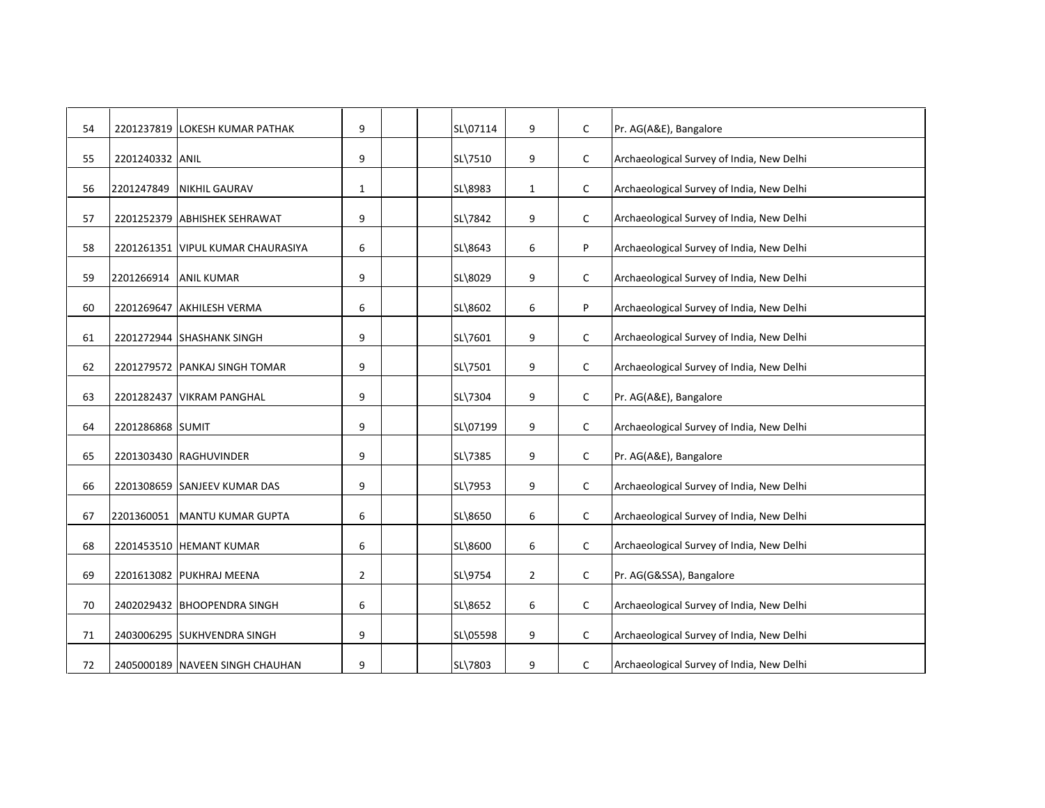| | | | | | | | | | |
|---|---|---|---|---|---|---|---|---|---|
| 54 | 2201237819 | LOKESH KUMAR PATHAK | 9 | | | SL\07114 | 9 | C | Pr. AG(A&E), Bangalore |
| 55 | 2201240332 | ANIL | 9 | | | SL\7510 | 9 | C | Archaeological Survey of India, New Delhi |
| 56 | 2201247849 | NIKHIL GAURAV | 1 | | | SL\8983 | 1 | C | Archaeological Survey of India, New Delhi |
| 57 | 2201252379 | ABHISHEK SEHRAWAT | 9 | | | SL\7842 | 9 | C | Archaeological Survey of India, New Delhi |
| 58 | 2201261351 | VIPUL KUMAR CHAURASIYA | 6 | | | SL\8643 | 6 | P | Archaeological Survey of India, New Delhi |
| 59 | 2201266914 | ANIL KUMAR | 9 | | | SL\8029 | 9 | C | Archaeological Survey of India, New Delhi |
| 60 | 2201269647 | AKHILESH VERMA | 6 | | | SL\8602 | 6 | P | Archaeological Survey of India, New Delhi |
| 61 | 2201272944 | SHASHANK SINGH | 9 | | | SL\7601 | 9 | C | Archaeological Survey of India, New Delhi |
| 62 | 2201279572 | PANKAJ SINGH TOMAR | 9 | | | SL\7501 | 9 | C | Archaeological Survey of India, New Delhi |
| 63 | 2201282437 | VIKRAM PANGHAL | 9 | | | SL\7304 | 9 | C | Pr. AG(A&E), Bangalore |
| 64 | 2201286868 | SUMIT | 9 | | | SL\07199 | 9 | C | Archaeological Survey of India, New Delhi |
| 65 | 2201303430 | RAGHUVINDER | 9 | | | SL\7385 | 9 | C | Pr. AG(A&E), Bangalore |
| 66 | 2201308659 | SANJEEV KUMAR DAS | 9 | | | SL\7953 | 9 | C | Archaeological Survey of India, New Delhi |
| 67 | 2201360051 | MANTU KUMAR GUPTA | 6 | | | SL\8650 | 6 | C | Archaeological Survey of India, New Delhi |
| 68 | 2201453510 | HEMANT KUMAR | 6 | | | SL\8600 | 6 | C | Archaeological Survey of India, New Delhi |
| 69 | 2201613082 | PUKHRAJ MEENA | 2 | | | SL\9754 | 2 | C | Pr. AG(G&SSA), Bangalore |
| 70 | 2402029432 | BHOOPENDRA SINGH | 6 | | | SL\8652 | 6 | C | Archaeological Survey of India, New Delhi |
| 71 | 2403006295 | SUKHVENDRA SINGH | 9 | | | SL\05598 | 9 | C | Archaeological Survey of India, New Delhi |
| 72 | 2405000189 | NAVEEN SINGH CHAUHAN | 9 | | | SL\7803 | 9 | C | Archaeological Survey of India, New Delhi |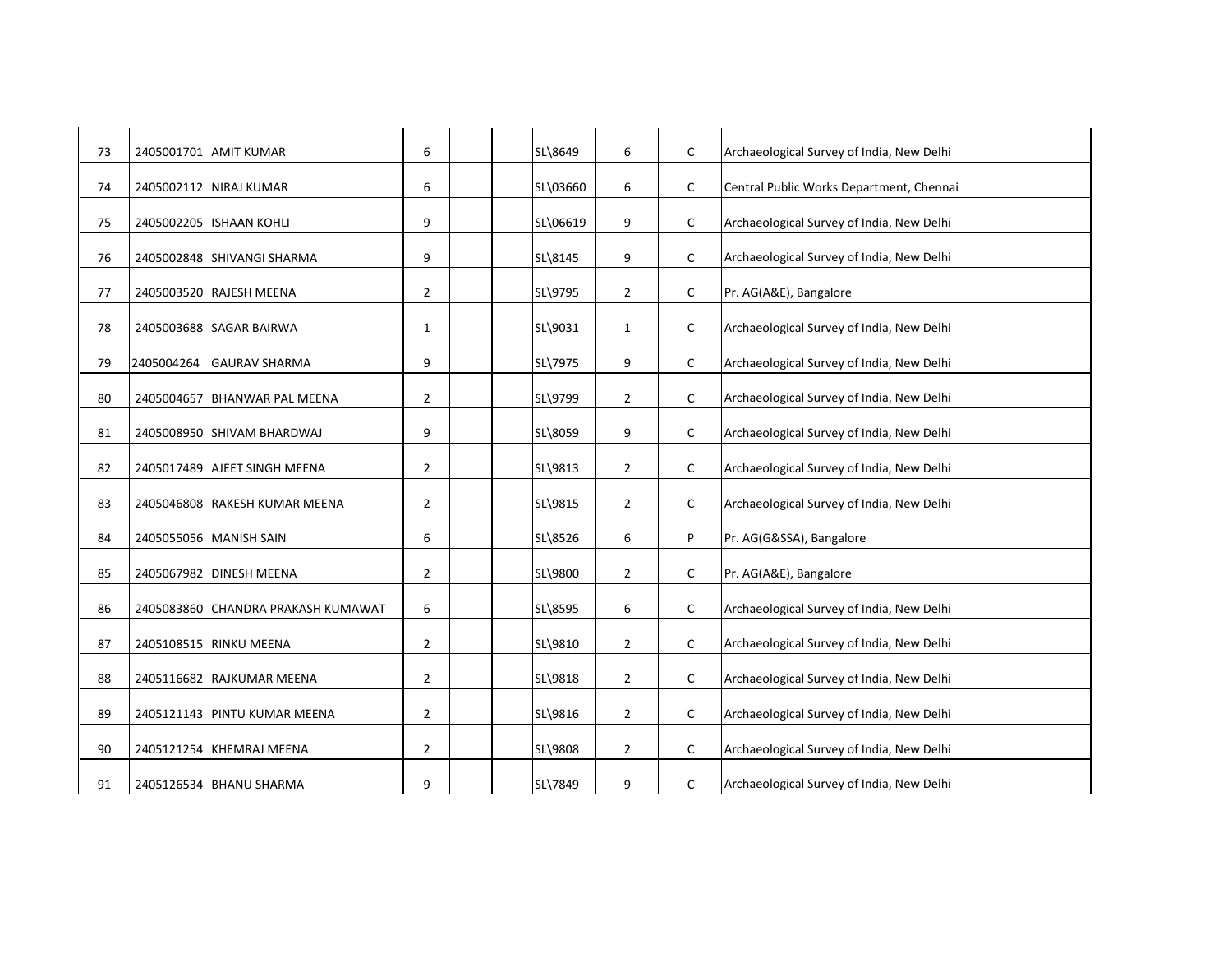| | | | | | | | | | |
|---|---|---|---|---|---|---|---|---|---|
| 73 | 2405001701 | AMIT KUMAR | 6 | | | SL\8649 | 6 | C | Archaeological Survey of India, New Delhi |
| 74 | 2405002112 | NIRAJ KUMAR | 6 | | | SL\03660 | 6 | C | Central Public Works Department, Chennai |
| 75 | 2405002205 | ISHAAN KOHLI | 9 | | | SL\06619 | 9 | C | Archaeological Survey of India, New Delhi |
| 76 | 2405002848 | SHIVANGI SHARMA | 9 | | | SL\8145 | 9 | C | Archaeological Survey of India, New Delhi |
| 77 | 2405003520 | RAJESH MEENA | 2 | | | SL\9795 | 2 | C | Pr. AG(A&E), Bangalore |
| 78 | 2405003688 | SAGAR BAIRWA | 1 | | | SL\9031 | 1 | C | Archaeological Survey of India, New Delhi |
| 79 | 2405004264 | GAURAV SHARMA | 9 | | | SL\7975 | 9 | C | Archaeological Survey of India, New Delhi |
| 80 | 2405004657 | BHANWAR PAL MEENA | 2 | | | SL\9799 | 2 | C | Archaeological Survey of India, New Delhi |
| 81 | 2405008950 | SHIVAM BHARDWAJ | 9 | | | SL\8059 | 9 | C | Archaeological Survey of India, New Delhi |
| 82 | 2405017489 | AJEET SINGH MEENA | 2 | | | SL\9813 | 2 | C | Archaeological Survey of India, New Delhi |
| 83 | 2405046808 | RAKESH KUMAR MEENA | 2 | | | SL\9815 | 2 | C | Archaeological Survey of India, New Delhi |
| 84 | 2405055056 | MANISH SAIN | 6 | | | SL\8526 | 6 | P | Pr. AG(G&SSA), Bangalore |
| 85 | 2405067982 | DINESH MEENA | 2 | | | SL\9800 | 2 | C | Pr. AG(A&E), Bangalore |
| 86 | 2405083860 | CHANDRA PRAKASH KUMAWAT | 6 | | | SL\8595 | 6 | C | Archaeological Survey of India, New Delhi |
| 87 | 2405108515 | RINKU MEENA | 2 | | | SL\9810 | 2 | C | Archaeological Survey of India, New Delhi |
| 88 | 2405116682 | RAJKUMAR MEENA | 2 | | | SL\9818 | 2 | C | Archaeological Survey of India, New Delhi |
| 89 | 2405121143 | PINTU KUMAR MEENA | 2 | | | SL\9816 | 2 | C | Archaeological Survey of India, New Delhi |
| 90 | 2405121254 | KHEMRAJ MEENA | 2 | | | SL\9808 | 2 | C | Archaeological Survey of India, New Delhi |
| 91 | 2405126534 | BHANU SHARMA | 9 | | | SL\7849 | 9 | C | Archaeological Survey of India, New Delhi |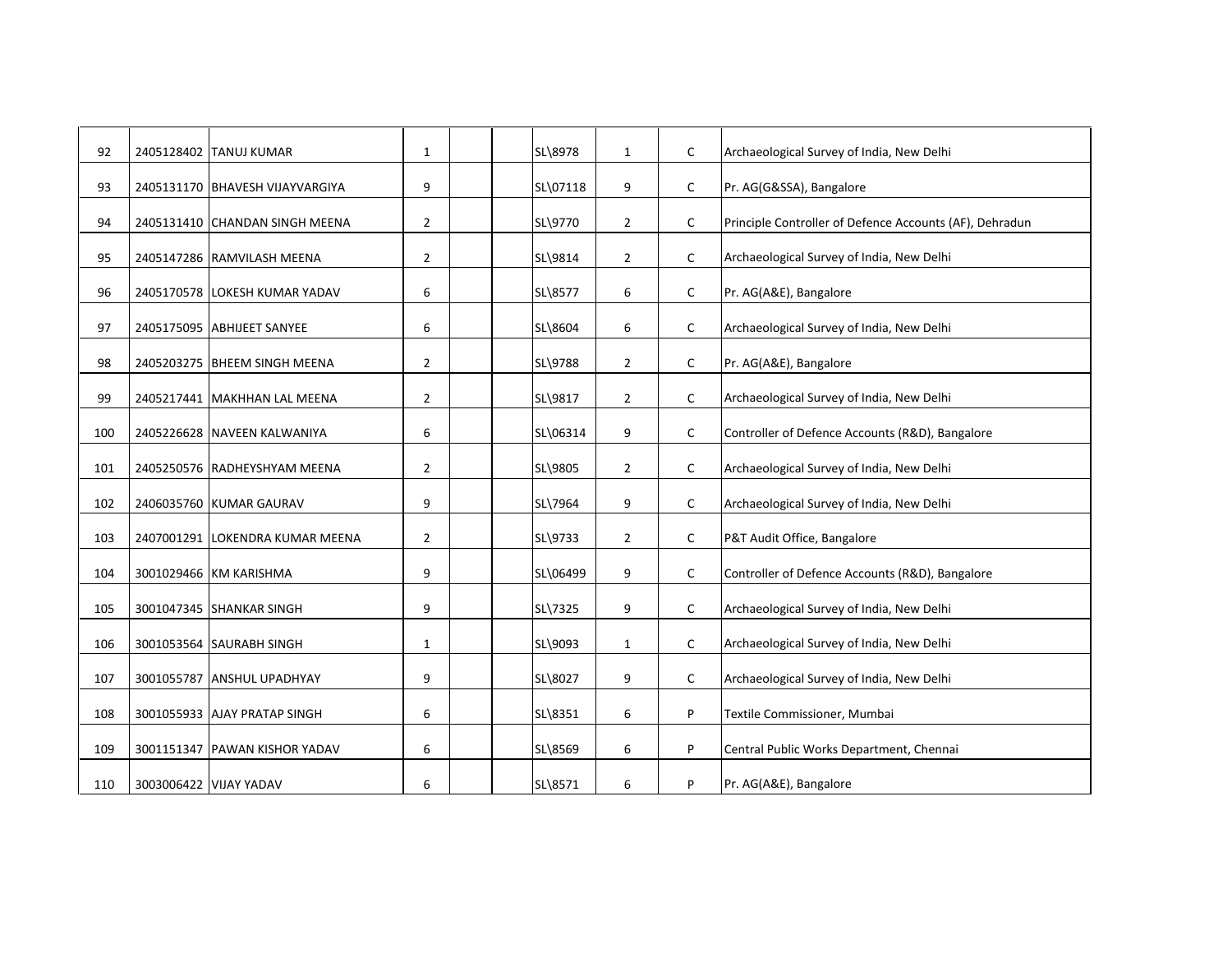| | | | | | | | | | |
|---|---|---|---|---|---|---|---|---|---|
| 92 | 2405128402 | TANUJ KUMAR | 1 | | | SL\8978 | 1 | C | Archaeological Survey of India, New Delhi |
| 93 | 2405131170 | BHAVESH VIJAYVARGIYA | 9 | | | SL\07118 | 9 | C | Pr. AG(G&SSA), Bangalore |
| 94 | 2405131410 | CHANDAN SINGH MEENA | 2 | | | SL\9770 | 2 | C | Principle Controller of Defence Accounts (AF), Dehradun |
| 95 | 2405147286 | RAMVILASH MEENA | 2 | | | SL\9814 | 2 | C | Archaeological Survey of India, New Delhi |
| 96 | 2405170578 | LOKESH KUMAR YADAV | 6 | | | SL\8577 | 6 | C | Pr. AG(A&E), Bangalore |
| 97 | 2405175095 | ABHIJEET SANYEE | 6 | | | SL\8604 | 6 | C | Archaeological Survey of India, New Delhi |
| 98 | 2405203275 | BHEEM SINGH MEENA | 2 | | | SL\9788 | 2 | C | Pr. AG(A&E), Bangalore |
| 99 | 2405217441 | MAKHHAN LAL MEENA | 2 | | | SL\9817 | 2 | C | Archaeological Survey of India, New Delhi |
| 100 | 2405226628 | NAVEEN KALWANIYA | 6 | | | SL\06314 | 9 | C | Controller of Defence Accounts (R&D), Bangalore |
| 101 | 2405250576 | RADHEYSHYAM MEENA | 2 | | | SL\9805 | 2 | C | Archaeological Survey of India, New Delhi |
| 102 | 2406035760 | KUMAR GAURAV | 9 | | | SL\7964 | 9 | C | Archaeological Survey of India, New Delhi |
| 103 | 2407001291 | LOKENDRA KUMAR MEENA | 2 | | | SL\9733 | 2 | C | P&T Audit Office, Bangalore |
| 104 | 3001029466 | KM KARISHMA | 9 | | | SL\06499 | 9 | C | Controller of Defence Accounts (R&D), Bangalore |
| 105 | 3001047345 | SHANKAR SINGH | 9 | | | SL\7325 | 9 | C | Archaeological Survey of India, New Delhi |
| 106 | 3001053564 | SAURABH SINGH | 1 | | | SL\9093 | 1 | C | Archaeological Survey of India, New Delhi |
| 107 | 3001055787 | ANSHUL UPADHYAY | 9 | | | SL\8027 | 9 | C | Archaeological Survey of India, New Delhi |
| 108 | 3001055933 | AJAY PRATAP SINGH | 6 | | | SL\8351 | 6 | P | Textile Commissioner, Mumbai |
| 109 | 3001151347 | PAWAN KISHOR YADAV | 6 | | | SL\8569 | 6 | P | Central Public Works Department, Chennai |
| 110 | 3003006422 | VIJAY YADAV | 6 | | | SL\8571 | 6 | P | Pr. AG(A&E), Bangalore |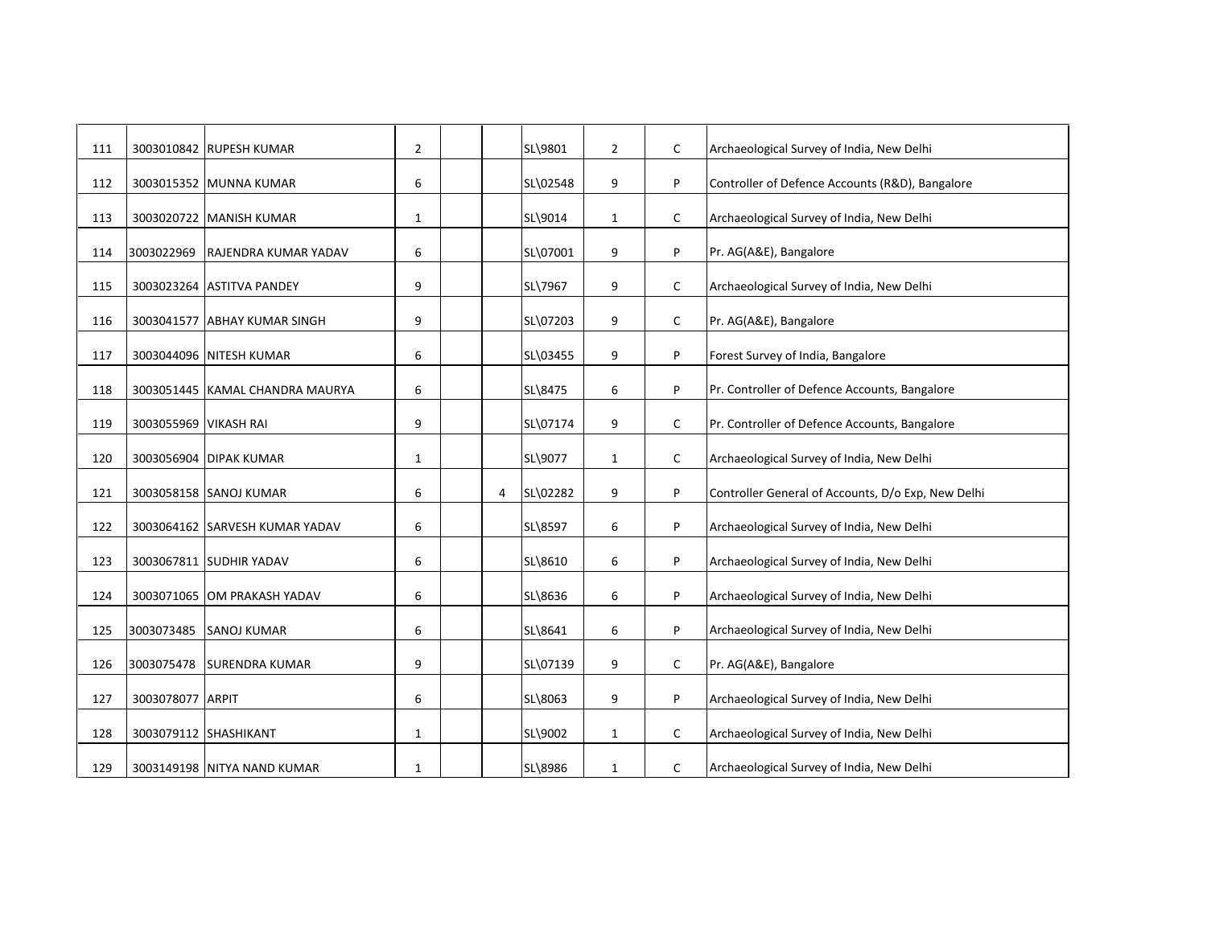| | | | | | | | | | |
|---|---|---|---|---|---|---|---|---|---|
| 111 | 3003010842 | RUPESH KUMAR | 2 | | | SL\9801 | 2 | C | Archaeological Survey of India, New Delhi |
| 112 | 3003015352 | MUNNA KUMAR | 6 | | | SL\02548 | 9 | P | Controller of Defence Accounts (R&D), Bangalore |
| 113 | 3003020722 | MANISH KUMAR | 1 | | | SL\9014 | 1 | C | Archaeological Survey of India, New Delhi |
| 114 | 3003022969 | RAJENDRA KUMAR YADAV | 6 | | | SL\07001 | 9 | P | Pr. AG(A&E), Bangalore |
| 115 | 3003023264 | ASTITVA PANDEY | 9 | | | SL\7967 | 9 | C | Archaeological Survey of India, New Delhi |
| 116 | 3003041577 | ABHAY KUMAR SINGH | 9 | | | SL\07203 | 9 | C | Pr. AG(A&E), Bangalore |
| 117 | 3003044096 | NITESH KUMAR | 6 | | | SL\03455 | 9 | P | Forest Survey of India, Bangalore |
| 118 | 3003051445 | KAMAL CHANDRA MAURYA | 6 | | | SL\8475 | 6 | P | Pr. Controller of Defence Accounts, Bangalore |
| 119 | 3003055969 | VIKASH RAI | 9 | | | SL\07174 | 9 | C | Pr. Controller of Defence Accounts, Bangalore |
| 120 | 3003056904 | DIPAK KUMAR | 1 | | | SL\9077 | 1 | C | Archaeological Survey of India, New Delhi |
| 121 | 3003058158 | SANOJ KUMAR | 6 | | 4 | SL\02282 | 9 | P | Controller General of Accounts, D/o Exp, New Delhi |
| 122 | 3003064162 | SARVESH KUMAR YADAV | 6 | | | SL\8597 | 6 | P | Archaeological Survey of India, New Delhi |
| 123 | 3003067811 | SUDHIR YADAV | 6 | | | SL\8610 | 6 | P | Archaeological Survey of India, New Delhi |
| 124 | 3003071065 | OM PRAKASH YADAV | 6 | | | SL\8636 | 6 | P | Archaeological Survey of India, New Delhi |
| 125 | 3003073485 | SANOJ KUMAR | 6 | | | SL\8641 | 6 | P | Archaeological Survey of India, New Delhi |
| 126 | 3003075478 | SURENDRA KUMAR | 9 | | | SL\07139 | 9 | C | Pr. AG(A&E), Bangalore |
| 127 | 3003078077 | ARPIT | 6 | | | SL\8063 | 9 | P | Archaeological Survey of India, New Delhi |
| 128 | 3003079112 | SHASHIKANT | 1 | | | SL\9002 | 1 | C | Archaeological Survey of India, New Delhi |
| 129 | 3003149198 | NITYA NAND KUMAR | 1 | | | SL\8986 | 1 | C | Archaeological Survey of India, New Delhi |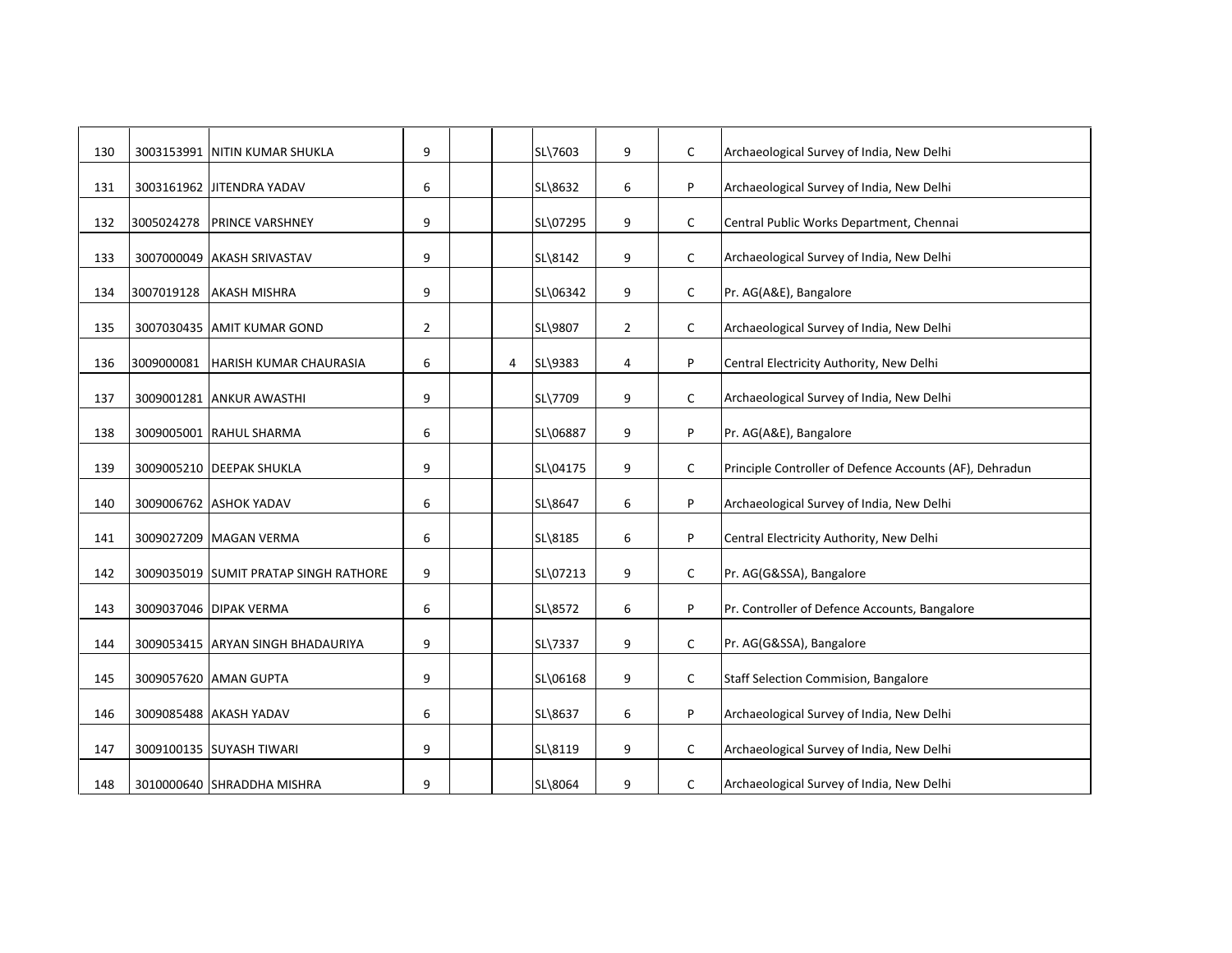| | | | | | | | | | |
|---|---|---|---|---|---|---|---|---|---|
| 130 | 3003153991 | NITIN KUMAR SHUKLA | 9 | | | SL\7603 | 9 | C | Archaeological Survey of India, New Delhi |
| 131 | 3003161962 | JITENDRA YADAV | 6 | | | SL\8632 | 6 | P | Archaeological Survey of India, New Delhi |
| 132 | 3005024278 | PRINCE VARSHNEY | 9 | | | SL\07295 | 9 | C | Central Public Works Department, Chennai |
| 133 | 3007000049 | AKASH SRIVASTAV | 9 | | | SL\8142 | 9 | C | Archaeological Survey of India, New Delhi |
| 134 | 3007019128 | AKASH MISHRA | 9 | | | SL\06342 | 9 | C | Pr. AG(A&E), Bangalore |
| 135 | 3007030435 | AMIT KUMAR GOND | 2 | | | SL\9807 | 2 | C | Archaeological Survey of India, New Delhi |
| 136 | 3009000081 | HARISH KUMAR CHAURASIA | 6 | | 4 | SL\9383 | 4 | P | Central Electricity Authority, New Delhi |
| 137 | 3009001281 | ANKUR AWASTHI | 9 | | | SL\7709 | 9 | C | Archaeological Survey of India, New Delhi |
| 138 | 3009005001 | RAHUL SHARMA | 6 | | | SL\06887 | 9 | P | Pr. AG(A&E), Bangalore |
| 139 | 3009005210 | DEEPAK SHUKLA | 9 | | | SL\04175 | 9 | C | Principle Controller of Defence Accounts (AF), Dehradun |
| 140 | 3009006762 | ASHOK YADAV | 6 | | | SL\8647 | 6 | P | Archaeological Survey of India, New Delhi |
| 141 | 3009027209 | MAGAN VERMA | 6 | | | SL\8185 | 6 | P | Central Electricity Authority, New Delhi |
| 142 | 3009035019 | SUMIT PRATAP SINGH RATHORE | 9 | | | SL\07213 | 9 | C | Pr. AG(G&SSA), Bangalore |
| 143 | 3009037046 | DIPAK VERMA | 6 | | | SL\8572 | 6 | P | Pr. Controller of Defence Accounts, Bangalore |
| 144 | 3009053415 | ARYAN SINGH BHADAURIYA | 9 | | | SL\7337 | 9 | C | Pr. AG(G&SSA), Bangalore |
| 145 | 3009057620 | AMAN GUPTA | 9 | | | SL\06168 | 9 | C | Staff Selection Commision, Bangalore |
| 146 | 3009085488 | AKASH YADAV | 6 | | | SL\8637 | 6 | P | Archaeological Survey of India, New Delhi |
| 147 | 3009100135 | SUYASH TIWARI | 9 | | | SL\8119 | 9 | C | Archaeological Survey of India, New Delhi |
| 148 | 3010000640 | SHRADDHA MISHRA | 9 | | | SL\8064 | 9 | C | Archaeological Survey of India, New Delhi |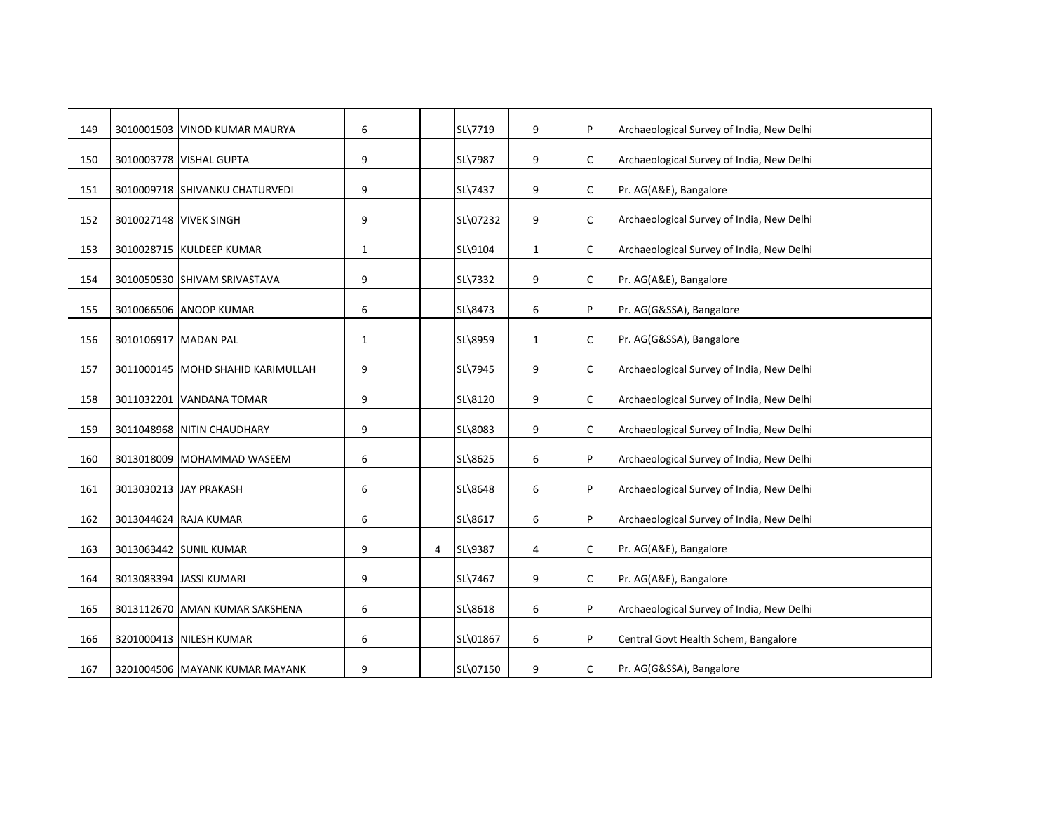| | | | | | | | | | |
|---|---|---|---|---|---|---|---|---|---|
| 149 | 3010001503 | VINOD KUMAR MAURYA | 6 | | | SL\7719 | 9 | P | Archaeological Survey of India, New Delhi |
| 150 | 3010003778 | VISHAL GUPTA | 9 | | | SL\7987 | 9 | C | Archaeological Survey of India, New Delhi |
| 151 | 3010009718 | SHIVANKU CHATURVEDI | 9 | | | SL\7437 | 9 | C | Pr. AG(A&E), Bangalore |
| 152 | 3010027148 | VIVEK SINGH | 9 | | | SL\07232 | 9 | C | Archaeological Survey of India, New Delhi |
| 153 | 3010028715 | KULDEEP KUMAR | 1 | | | SL\9104 | 1 | C | Archaeological Survey of India, New Delhi |
| 154 | 3010050530 | SHIVAM SRIVASTAVA | 9 | | | SL\7332 | 9 | C | Pr. AG(A&E), Bangalore |
| 155 | 3010066506 | ANOOP KUMAR | 6 | | | SL\8473 | 6 | P | Pr. AG(G&SSA), Bangalore |
| 156 | 3010106917 | MADAN PAL | 1 | | | SL\8959 | 1 | C | Pr. AG(G&SSA), Bangalore |
| 157 | 3011000145 | MOHD SHAHID KARIMULLAH | 9 | | | SL\7945 | 9 | C | Archaeological Survey of India, New Delhi |
| 158 | 3011032201 | VANDANA TOMAR | 9 | | | SL\8120 | 9 | C | Archaeological Survey of India, New Delhi |
| 159 | 3011048968 | NITIN CHAUDHARY | 9 | | | SL\8083 | 9 | C | Archaeological Survey of India, New Delhi |
| 160 | 3013018009 | MOHAMMAD WASEEM | 6 | | | SL\8625 | 6 | P | Archaeological Survey of India, New Delhi |
| 161 | 3013030213 | JAY PRAKASH | 6 | | | SL\8648 | 6 | P | Archaeological Survey of India, New Delhi |
| 162 | 3013044624 | RAJA KUMAR | 6 | | | SL\8617 | 6 | P | Archaeological Survey of India, New Delhi |
| 163 | 3013063442 | SUNIL KUMAR | 9 | | 4 | SL\9387 | 4 | C | Pr. AG(A&E), Bangalore |
| 164 | 3013083394 | JASSI KUMARI | 9 | | | SL\7467 | 9 | C | Pr. AG(A&E), Bangalore |
| 165 | 3013112670 | AMAN KUMAR SAKSHENA | 6 | | | SL\8618 | 6 | P | Archaeological Survey of India, New Delhi |
| 166 | 3201000413 | NILESH KUMAR | 6 | | | SL\01867 | 6 | P | Central Govt Health Schem, Bangalore |
| 167 | 3201004506 | MAYANK KUMAR MAYANK | 9 | | | SL\07150 | 9 | C | Pr. AG(G&SSA), Bangalore |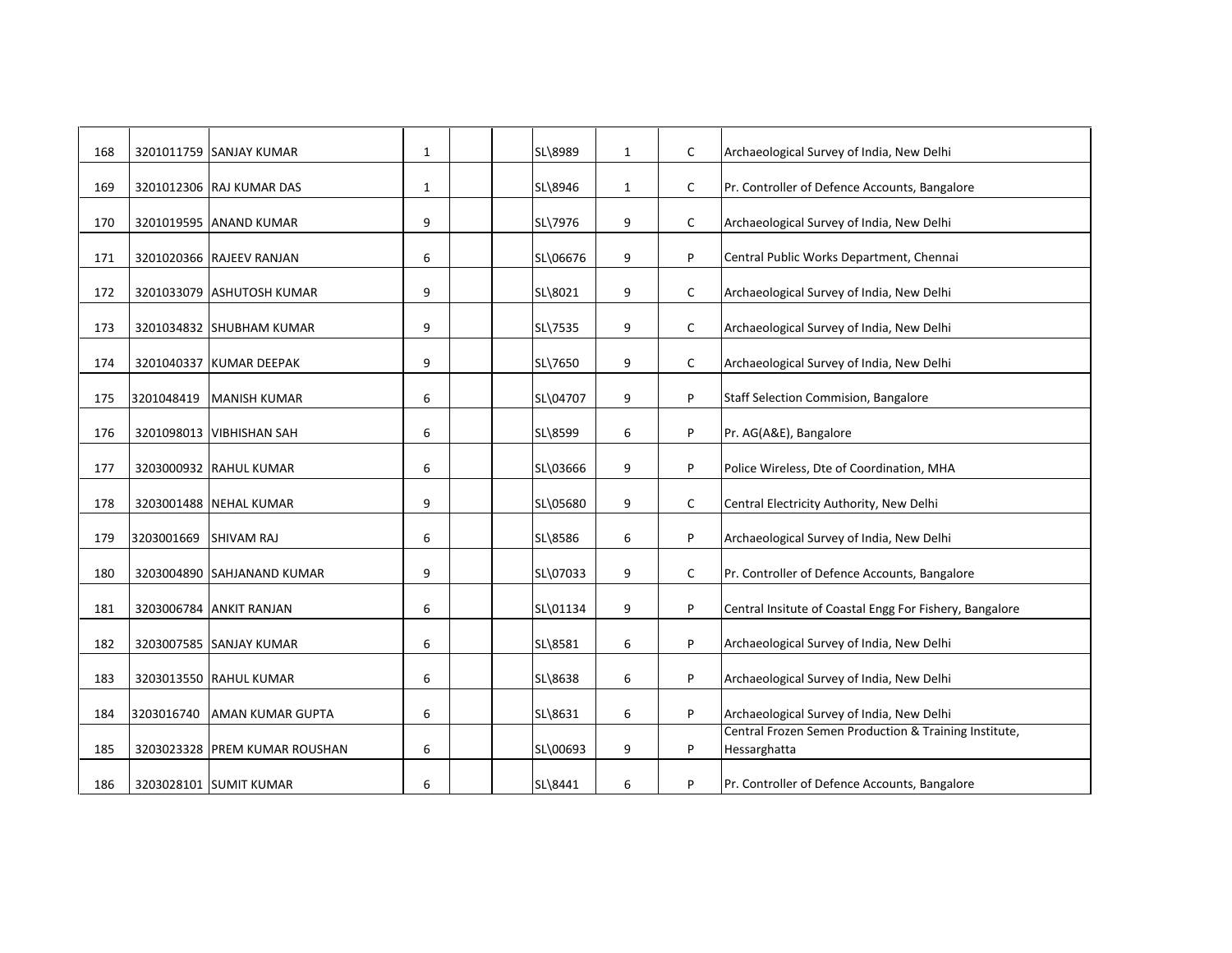| | | | | | | | | | |
|---|---|---|---|---|---|---|---|---|---|
| 168 | 3201011759 | SANJAY KUMAR | 1 | | | SL\8989 | 1 | C | Archaeological Survey of India, New Delhi |
| 169 | 3201012306 | RAJ KUMAR DAS | 1 | | | SL\8946 | 1 | C | Pr. Controller of Defence Accounts, Bangalore |
| 170 | 3201019595 | ANAND KUMAR | 9 | | | SL\7976 | 9 | C | Archaeological Survey of India, New Delhi |
| 171 | 3201020366 | RAJEEV RANJAN | 6 | | | SL\06676 | 9 | P | Central Public Works Department, Chennai |
| 172 | 3201033079 | ASHUTOSH KUMAR | 9 | | | SL\8021 | 9 | C | Archaeological Survey of India, New Delhi |
| 173 | 3201034832 | SHUBHAM KUMAR | 9 | | | SL\7535 | 9 | C | Archaeological Survey of India, New Delhi |
| 174 | 3201040337 | KUMAR DEEPAK | 9 | | | SL\7650 | 9 | C | Archaeological Survey of India, New Delhi |
| 175 | 3201048419 | MANISH KUMAR | 6 | | | SL\04707 | 9 | P | Staff Selection Commision, Bangalore |
| 176 | 3201098013 | VIBHISHAN SAH | 6 | | | SL\8599 | 6 | P | Pr. AG(A&E), Bangalore |
| 177 | 3203000932 | RAHUL KUMAR | 6 | | | SL\03666 | 9 | P | Police Wireless, Dte of Coordination, MHA |
| 178 | 3203001488 | NEHAL KUMAR | 9 | | | SL\05680 | 9 | C | Central Electricity Authority, New Delhi |
| 179 | 3203001669 | SHIVAM RAJ | 6 | | | SL\8586 | 6 | P | Archaeological Survey of India, New Delhi |
| 180 | 3203004890 | SAHJANAND KUMAR | 9 | | | SL\07033 | 9 | C | Pr. Controller of Defence Accounts, Bangalore |
| 181 | 3203006784 | ANKIT RANJAN | 6 | | | SL\01134 | 9 | P | Central Insitute of Coastal Engg For Fishery, Bangalore |
| 182 | 3203007585 | SANJAY KUMAR | 6 | | | SL\8581 | 6 | P | Archaeological Survey of India, New Delhi |
| 183 | 3203013550 | RAHUL KUMAR | 6 | | | SL\8638 | 6 | P | Archaeological Survey of India, New Delhi |
| 184 | 3203016740 | AMAN KUMAR GUPTA | 6 | | | SL\8631 | 6 | P | Archaeological Survey of India, New Delhi |
| 185 | 3203023328 | PREM KUMAR ROUSHAN | 6 | | | SL\00693 | 9 | P | Central Frozen Semen Production & Training Institute, Hessarghatta |
| 186 | 3203028101 | SUMIT KUMAR | 6 | | | SL\8441 | 6 | P | Pr. Controller of Defence Accounts, Bangalore |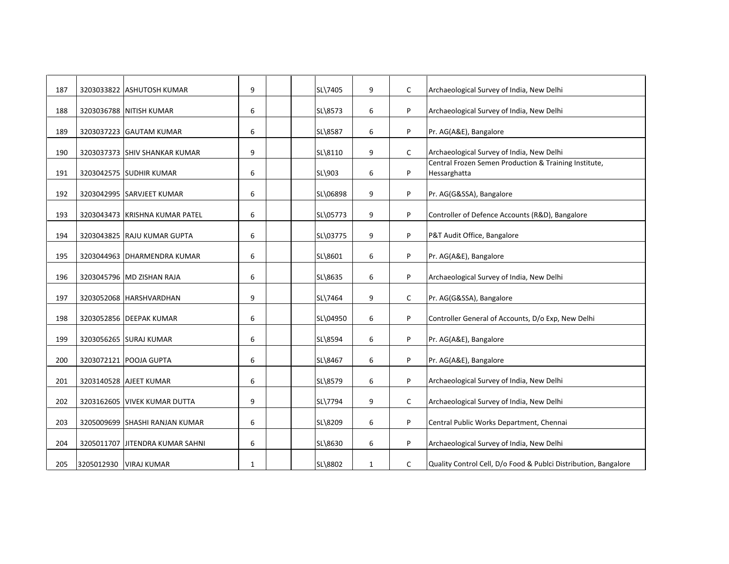| 187 | 3203033822 | ASHUTOSH KUMAR | 9 | | | SL\7405 | 9 | C | Archaeological Survey of India, New Delhi |
|---|---|---|---|---|---|---|---|---|---|
| 188 | 3203036788 | NITISH KUMAR | 6 | | | SL\8573 | 6 | P | Archaeological Survey of India, New Delhi |
| 189 | 3203037223 | GAUTAM KUMAR | 6 | | | SL\8587 | 6 | P | Pr. AG(A&E), Bangalore |
| 190 | 3203037373 | SHIV SHANKAR KUMAR | 9 | | | SL\8110 | 9 | C | Archaeological Survey of India, New Delhi |
| 191 | 3203042575 | SUDHIR KUMAR | 6 | | | SL\903 | 6 | P | Central Frozen Semen Production & Training Institute, Hessarghatta |
| 192 | 3203042995 | SARVJEET KUMAR | 6 | | | SL\06898 | 9 | P | Pr. AG(G&SSA), Bangalore |
| 193 | 3203043473 | KRISHNA KUMAR PATEL | 6 | | | SL\05773 | 9 | P | Controller of Defence Accounts (R&D), Bangalore |
| 194 | 3203043825 | RAJU KUMAR GUPTA | 6 | | | SL\03775 | 9 | P | P&T Audit Office, Bangalore |
| 195 | 3203044963 | DHARMENDRA KUMAR | 6 | | | SL\8601 | 6 | P | Pr. AG(A&E), Bangalore |
| 196 | 3203045796 | MD ZISHAN RAJA | 6 | | | SL\8635 | 6 | P | Archaeological Survey of India, New Delhi |
| 197 | 3203052068 | HARSHVARDHAN | 9 | | | SL\7464 | 9 | C | Pr. AG(G&SSA), Bangalore |
| 198 | 3203052856 | DEEPAK KUMAR | 6 | | | SL\04950 | 6 | P | Controller General of Accounts, D/o Exp, New Delhi |
| 199 | 3203056265 | SURAJ KUMAR | 6 | | | SL\8594 | 6 | P | Pr. AG(A&E), Bangalore |
| 200 | 3203072121 | POOJA GUPTA | 6 | | | SL\8467 | 6 | P | Pr. AG(A&E), Bangalore |
| 201 | 3203140528 | AJEET KUMAR | 6 | | | SL\8579 | 6 | P | Archaeological Survey of India, New Delhi |
| 202 | 3203162605 | VIVEK KUMAR DUTTA | 9 | | | SL\7794 | 9 | C | Archaeological Survey of India, New Delhi |
| 203 | 3205009699 | SHASHI RANJAN KUMAR | 6 | | | SL\8209 | 6 | P | Central Public Works Department, Chennai |
| 204 | 3205011707 | JITENDRA KUMAR SAHNI | 6 | | | SL\8630 | 6 | P | Archaeological Survey of India, New Delhi |
| 205 | 3205012930 | VIRAJ KUMAR | 1 | | | SL\8802 | 1 | C | Quality Control Cell, D/o Food & Publci Distribution, Bangalore |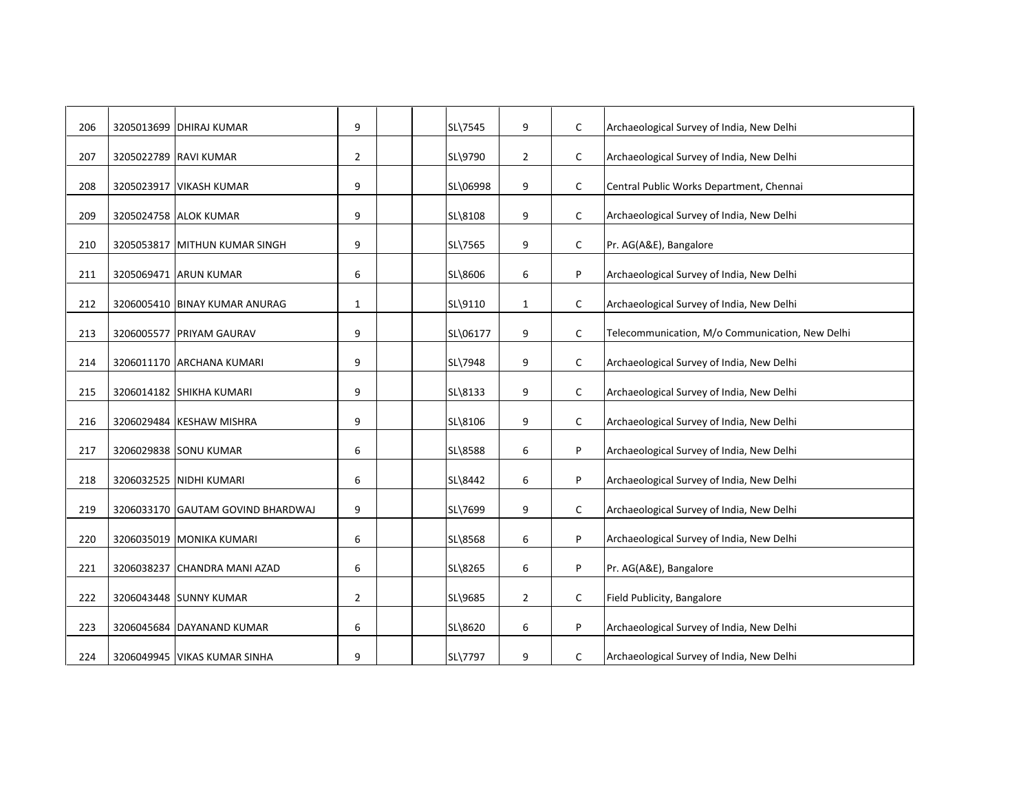| | | | | | | | | | |
|---|---|---|---|---|---|---|---|---|---|
| 206 | 3205013699 | DHIRAJ KUMAR | 9 | | | SL\7545 | 9 | C | Archaeological Survey of India, New Delhi |
| 207 | 3205022789 | RAVI KUMAR | 2 | | | SL\9790 | 2 | C | Archaeological Survey of India, New Delhi |
| 208 | 3205023917 | VIKASH KUMAR | 9 | | | SL\06998 | 9 | C | Central Public Works Department, Chennai |
| 209 | 3205024758 | ALOK KUMAR | 9 | | | SL\8108 | 9 | C | Archaeological Survey of India, New Delhi |
| 210 | 3205053817 | MITHUN KUMAR SINGH | 9 | | | SL\7565 | 9 | C | Pr. AG(A&E), Bangalore |
| 211 | 3205069471 | ARUN KUMAR | 6 | | | SL\8606 | 6 | P | Archaeological Survey of India, New Delhi |
| 212 | 3206005410 | BINAY KUMAR ANURAG | 1 | | | SL\9110 | 1 | C | Archaeological Survey of India, New Delhi |
| 213 | 3206005577 | PRIYAM GAURAV | 9 | | | SL\06177 | 9 | C | Telecommunication, M/o Communication, New Delhi |
| 214 | 3206011170 | ARCHANA KUMARI | 9 | | | SL\7948 | 9 | C | Archaeological Survey of India, New Delhi |
| 215 | 3206014182 | SHIKHA KUMARI | 9 | | | SL\8133 | 9 | C | Archaeological Survey of India, New Delhi |
| 216 | 3206029484 | KESHAW MISHRA | 9 | | | SL\8106 | 9 | C | Archaeological Survey of India, New Delhi |
| 217 | 3206029838 | SONU KUMAR | 6 | | | SL\8588 | 6 | P | Archaeological Survey of India, New Delhi |
| 218 | 3206032525 | NIDHI KUMARI | 6 | | | SL\8442 | 6 | P | Archaeological Survey of India, New Delhi |
| 219 | 3206033170 | GAUTAM GOVIND BHARDWAJ | 9 | | | SL\7699 | 9 | C | Archaeological Survey of India, New Delhi |
| 220 | 3206035019 | MONIKA KUMARI | 6 | | | SL\8568 | 6 | P | Archaeological Survey of India, New Delhi |
| 221 | 3206038237 | CHANDRA MANI AZAD | 6 | | | SL\8265 | 6 | P | Pr. AG(A&E), Bangalore |
| 222 | 3206043448 | SUNNY KUMAR | 2 | | | SL\9685 | 2 | C | Field Publicity, Bangalore |
| 223 | 3206045684 | DAYANAND KUMAR | 6 | | | SL\8620 | 6 | P | Archaeological Survey of India, New Delhi |
| 224 | 3206049945 | VIKAS KUMAR SINHA | 9 | | | SL\7797 | 9 | C | Archaeological Survey of India, New Delhi |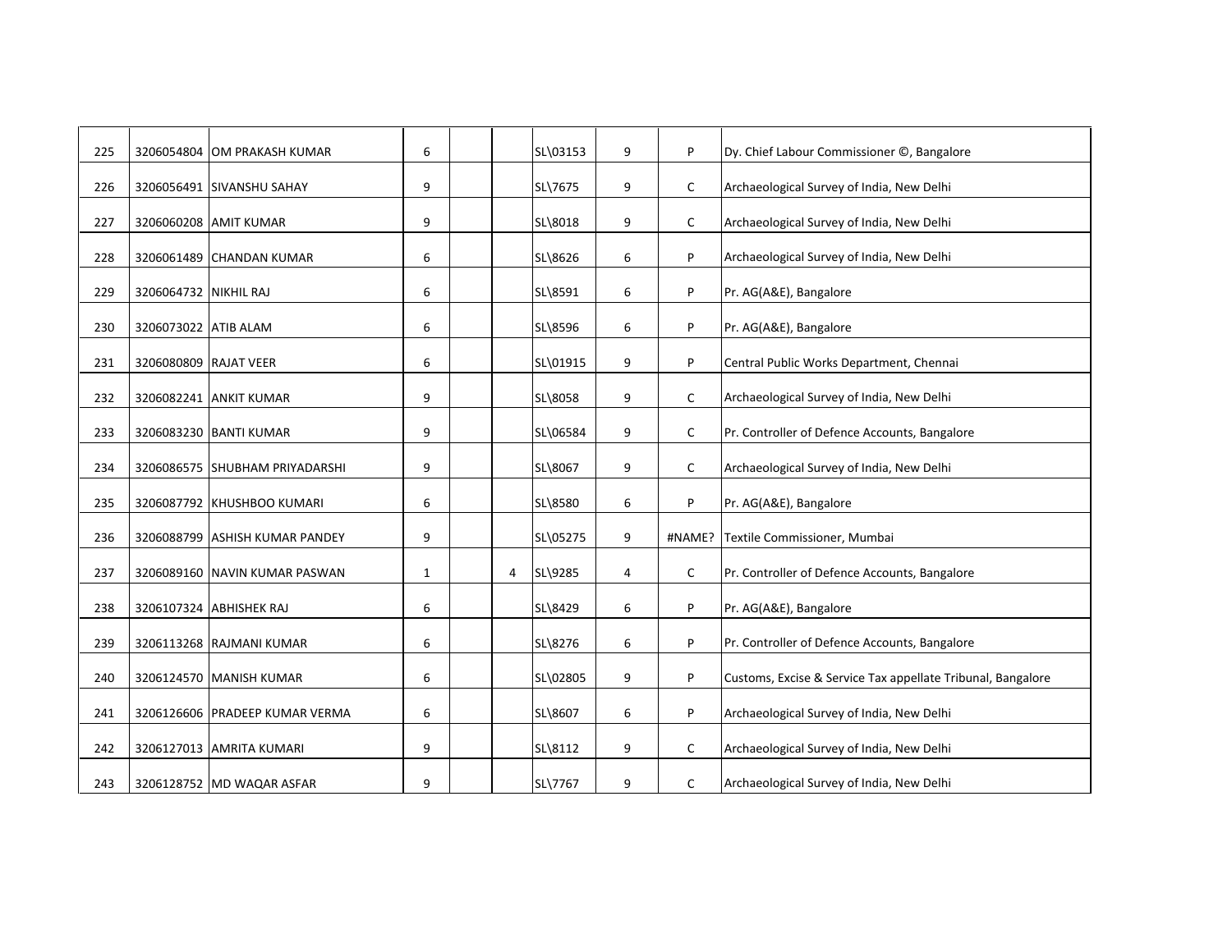| | | | | | | | | | |
|---|---|---|---|---|---|---|---|---|---|
| 225 | 3206054804 | OM PRAKASH KUMAR | 6 | | | SL\03153 | 9 | P | Dy. Chief Labour Commissioner ©, Bangalore |
| 226 | 3206056491 | SIVANSHU SAHAY | 9 | | | SL\7675 | 9 | C | Archaeological Survey of India, New Delhi |
| 227 | 3206060208 | AMIT KUMAR | 9 | | | SL\8018 | 9 | C | Archaeological Survey of India, New Delhi |
| 228 | 3206061489 | CHANDAN KUMAR | 6 | | | SL\8626 | 6 | P | Archaeological Survey of India, New Delhi |
| 229 | 3206064732 | NIKHIL RAJ | 6 | | | SL\8591 | 6 | P | Pr. AG(A&E), Bangalore |
| 230 | 3206073022 | ATIB ALAM | 6 | | | SL\8596 | 6 | P | Pr. AG(A&E), Bangalore |
| 231 | 3206080809 | RAJAT VEER | 6 | | | SL\01915 | 9 | P | Central Public Works Department, Chennai |
| 232 | 3206082241 | ANKIT KUMAR | 9 | | | SL\8058 | 9 | C | Archaeological Survey of India, New Delhi |
| 233 | 3206083230 | BANTI KUMAR | 9 | | | SL\06584 | 9 | C | Pr. Controller of Defence Accounts, Bangalore |
| 234 | 3206086575 | SHUBHAM PRIYADARSHI | 9 | | | SL\8067 | 9 | C | Archaeological Survey of India, New Delhi |
| 235 | 3206087792 | KHUSHBOO KUMARI | 6 | | | SL\8580 | 6 | P | Pr. AG(A&E), Bangalore |
| 236 | 3206088799 | ASHISH KUMAR PANDEY | 9 | | | SL\05275 | 9 | #NAME? | Textile Commissioner, Mumbai |
| 237 | 3206089160 | NAVIN KUMAR PASWAN | 1 | | 4 | SL\9285 | 4 | C | Pr. Controller of Defence Accounts, Bangalore |
| 238 | 3206107324 | ABHISHEK RAJ | 6 | | | SL\8429 | 6 | P | Pr. AG(A&E), Bangalore |
| 239 | 3206113268 | RAJMANI KUMAR | 6 | | | SL\8276 | 6 | P | Pr. Controller of Defence Accounts, Bangalore |
| 240 | 3206124570 | MANISH KUMAR | 6 | | | SL\02805 | 9 | P | Customs, Excise & Service Tax appellate Tribunal, Bangalore |
| 241 | 3206126606 | PRADEEP KUMAR VERMA | 6 | | | SL\8607 | 6 | P | Archaeological Survey of India, New Delhi |
| 242 | 3206127013 | AMRITA KUMARI | 9 | | | SL\8112 | 9 | C | Archaeological Survey of India, New Delhi |
| 243 | 3206128752 | MD WAQAR ASFAR | 9 | | | SL\7767 | 9 | C | Archaeological Survey of India, New Delhi |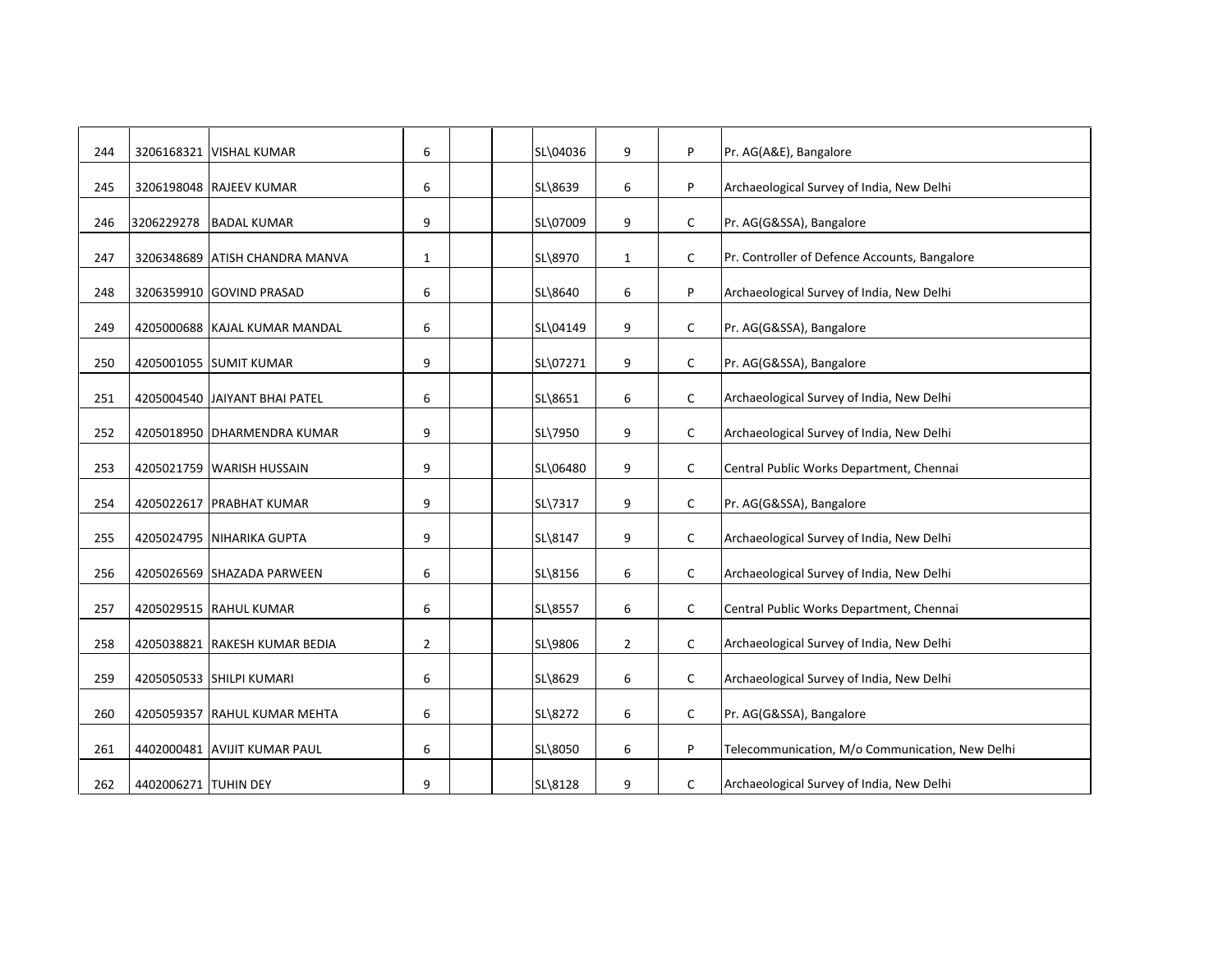| | | | | | | | | | |
|---|---|---|---|---|---|---|---|---|---|
| 244 | 3206168321 | VISHAL KUMAR | 6 | | | SL\04036 | 9 | P | Pr. AG(A&E), Bangalore |
| 245 | 3206198048 | RAJEEV KUMAR | 6 | | | SL\8639 | 6 | P | Archaeological Survey of India, New Delhi |
| 246 | 3206229278 | BADAL KUMAR | 9 | | | SL\07009 | 9 | C | Pr. AG(G&SSA), Bangalore |
| 247 | 3206348689 | ATISH CHANDRA MANVA | 1 | | | SL\8970 | 1 | C | Pr. Controller of Defence Accounts, Bangalore |
| 248 | 3206359910 | GOVIND PRASAD | 6 | | | SL\8640 | 6 | P | Archaeological Survey of India, New Delhi |
| 249 | 4205000688 | KAJAL KUMAR MANDAL | 6 | | | SL\04149 | 9 | C | Pr. AG(G&SSA), Bangalore |
| 250 | 4205001055 | SUMIT KUMAR | 9 | | | SL\07271 | 9 | C | Pr. AG(G&SSA), Bangalore |
| 251 | 4205004540 | JAIYANT BHAI PATEL | 6 | | | SL\8651 | 6 | C | Archaeological Survey of India, New Delhi |
| 252 | 4205018950 | DHARMENDRA KUMAR | 9 | | | SL\7950 | 9 | C | Archaeological Survey of India, New Delhi |
| 253 | 4205021759 | WARISH HUSSAIN | 9 | | | SL\06480 | 9 | C | Central Public Works Department, Chennai |
| 254 | 4205022617 | PRABHAT KUMAR | 9 | | | SL\7317 | 9 | C | Pr. AG(G&SSA), Bangalore |
| 255 | 4205024795 | NIHARIKA GUPTA | 9 | | | SL\8147 | 9 | C | Archaeological Survey of India, New Delhi |
| 256 | 4205026569 | SHAZADA PARWEEN | 6 | | | SL\8156 | 6 | C | Archaeological Survey of India, New Delhi |
| 257 | 4205029515 | RAHUL KUMAR | 6 | | | SL\8557 | 6 | C | Central Public Works Department, Chennai |
| 258 | 4205038821 | RAKESH KUMAR BEDIA | 2 | | | SL\9806 | 2 | C | Archaeological Survey of India, New Delhi |
| 259 | 4205050533 | SHILPI KUMARI | 6 | | | SL\8629 | 6 | C | Archaeological Survey of India, New Delhi |
| 260 | 4205059357 | RAHUL KUMAR MEHTA | 6 | | | SL\8272 | 6 | C | Pr. AG(G&SSA), Bangalore |
| 261 | 4402000481 | AVIJIT KUMAR PAUL | 6 | | | SL\8050 | 6 | P | Telecommunication, M/o Communication, New Delhi |
| 262 | 4402006271 | TUHIN DEY | 9 | | | SL\8128 | 9 | C | Archaeological Survey of India, New Delhi |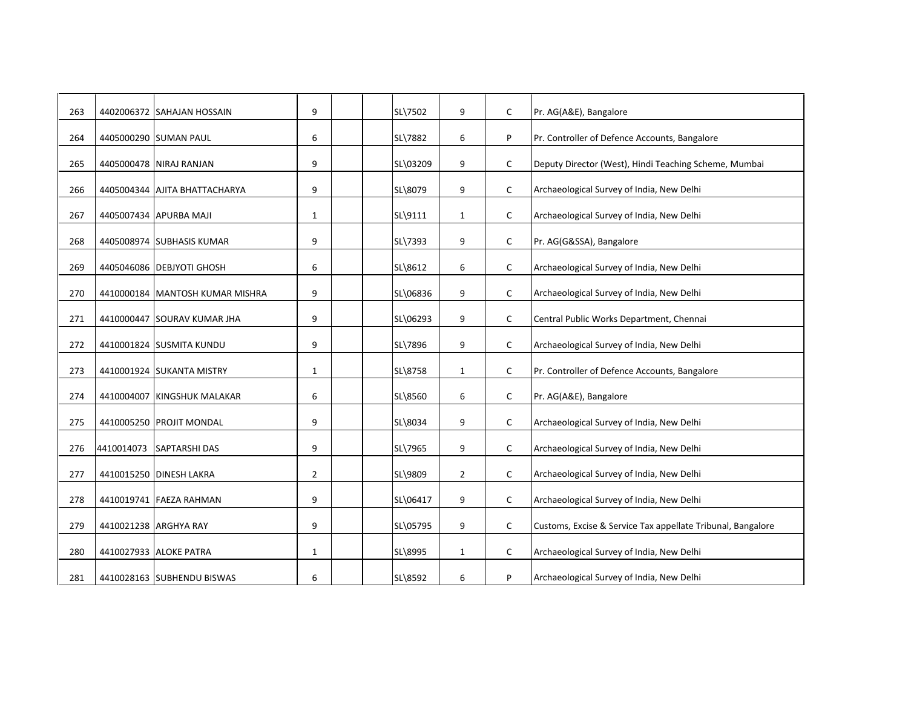| | | | | | | | | | |
|---|---|---|---|---|---|---|---|---|---|
| 263 | 4402006372 | SAHAJAN HOSSAIN | 9 | | | SL\7502 | 9 | C | Pr. AG(A&E), Bangalore |
| 264 | 4405000290 | SUMAN PAUL | 6 | | | SL\7882 | 6 | P | Pr. Controller of Defence Accounts, Bangalore |
| 265 | 4405000478 | NIRAJ RANJAN | 9 | | | SL\03209 | 9 | C | Deputy Director (West), Hindi Teaching Scheme, Mumbai |
| 266 | 4405004344 | AJITA BHATTACHARYA | 9 | | | SL\8079 | 9 | C | Archaeological Survey of India, New Delhi |
| 267 | 4405007434 | APURBA MAJI | 1 | | | SL\9111 | 1 | C | Archaeological Survey of India, New Delhi |
| 268 | 4405008974 | SUBHASIS KUMAR | 9 | | | SL\7393 | 9 | C | Pr. AG(G&SSA), Bangalore |
| 269 | 4405046086 | DEBJYOTI GHOSH | 6 | | | SL\8612 | 6 | C | Archaeological Survey of India, New Delhi |
| 270 | 4410000184 | MANTOSH KUMAR MISHRA | 9 | | | SL\06836 | 9 | C | Archaeological Survey of India, New Delhi |
| 271 | 4410000447 | SOURAV KUMAR JHA | 9 | | | SL\06293 | 9 | C | Central Public Works Department, Chennai |
| 272 | 4410001824 | SUSMITA KUNDU | 9 | | | SL\7896 | 9 | C | Archaeological Survey of India, New Delhi |
| 273 | 4410001924 | SUKANTA MISTRY | 1 | | | SL\8758 | 1 | C | Pr. Controller of Defence Accounts, Bangalore |
| 274 | 4410004007 | KINGSHUK MALAKAR | 6 | | | SL\8560 | 6 | C | Pr. AG(A&E), Bangalore |
| 275 | 4410005250 | PROJIT MONDAL | 9 | | | SL\8034 | 9 | C | Archaeological Survey of India, New Delhi |
| 276 | 4410014073 | SAPTARSHI DAS | 9 | | | SL\7965 | 9 | C | Archaeological Survey of India, New Delhi |
| 277 | 4410015250 | DINESH LAKRA | 2 | | | SL\9809 | 2 | C | Archaeological Survey of India, New Delhi |
| 278 | 4410019741 | FAEZA RAHMAN | 9 | | | SL\06417 | 9 | C | Archaeological Survey of India, New Delhi |
| 279 | 4410021238 | ARGHYA RAY | 9 | | | SL\05795 | 9 | C | Customs, Excise & Service Tax appellate Tribunal, Bangalore |
| 280 | 4410027933 | ALOKE PATRA | 1 | | | SL\8995 | 1 | C | Archaeological Survey of India, New Delhi |
| 281 | 4410028163 | SUBHENDU BISWAS | 6 | | | SL\8592 | 6 | P | Archaeological Survey of India, New Delhi |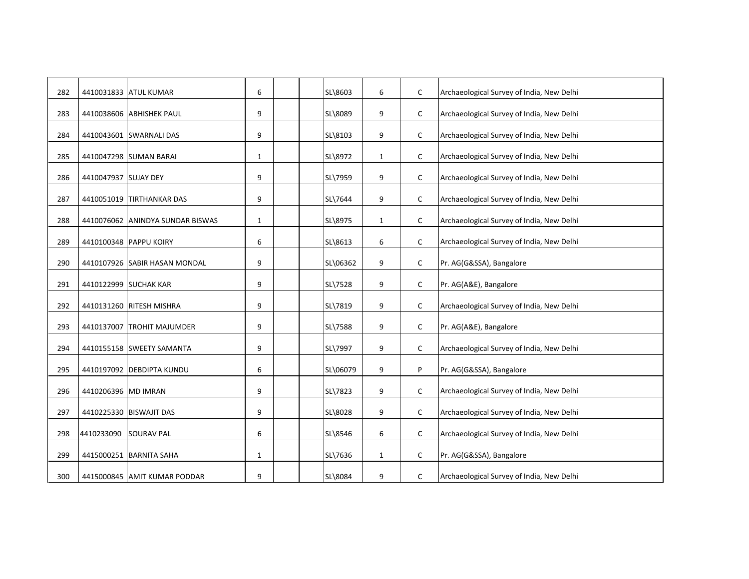| | | | | | | | | | |
|---|---|---|---|---|---|---|---|---|---|
| 282 | 4410031833 | ATUL KUMAR | 6 | | | SL\8603 | 6 | C | Archaeological Survey of India, New Delhi |
| 283 | 4410038606 | ABHISHEK PAUL | 9 | | | SL\8089 | 9 | C | Archaeological Survey of India, New Delhi |
| 284 | 4410043601 | SWARNALI DAS | 9 | | | SL\8103 | 9 | C | Archaeological Survey of India, New Delhi |
| 285 | 4410047298 | SUMAN BARAI | 1 | | | SL\8972 | 1 | C | Archaeological Survey of India, New Delhi |
| 286 | 4410047937 | SUJAY DEY | 9 | | | SL\7959 | 9 | C | Archaeological Survey of India, New Delhi |
| 287 | 4410051019 | TIRTHANKAR DAS | 9 | | | SL\7644 | 9 | C | Archaeological Survey of India, New Delhi |
| 288 | 4410076062 | ANINDYA SUNDAR BISWAS | 1 | | | SL\8975 | 1 | C | Archaeological Survey of India, New Delhi |
| 289 | 4410100348 | PAPPU KOIRY | 6 | | | SL\8613 | 6 | C | Archaeological Survey of India, New Delhi |
| 290 | 4410107926 | SABIR HASAN MONDAL | 9 | | | SL\06362 | 9 | C | Pr. AG(G&SSA), Bangalore |
| 291 | 4410122999 | SUCHAK KAR | 9 | | | SL\7528 | 9 | C | Pr. AG(A&E), Bangalore |
| 292 | 4410131260 | RITESH MISHRA | 9 | | | SL\7819 | 9 | C | Archaeological Survey of India, New Delhi |
| 293 | 4410137007 | TROHIT MAJUMDER | 9 | | | SL\7588 | 9 | C | Pr. AG(A&E), Bangalore |
| 294 | 4410155158 | SWEETY SAMANTA | 9 | | | SL\7997 | 9 | C | Archaeological Survey of India, New Delhi |
| 295 | 4410197092 | DEBDIPTA KUNDU | 6 | | | SL\06079 | 9 | P | Pr. AG(G&SSA), Bangalore |
| 296 | 4410206396 | MD IMRAN | 9 | | | SL\7823 | 9 | C | Archaeological Survey of India, New Delhi |
| 297 | 4410225330 | BISWAJIT DAS | 9 | | | SL\8028 | 9 | C | Archaeological Survey of India, New Delhi |
| 298 | 4410233090 | SOURAV PAL | 6 | | | SL\8546 | 6 | C | Archaeological Survey of India, New Delhi |
| 299 | 4415000251 | BARNITA SAHA | 1 | | | SL\7636 | 1 | C | Pr. AG(G&SSA), Bangalore |
| 300 | 4415000845 | AMIT KUMAR PODDAR | 9 | | | SL\8084 | 9 | C | Archaeological Survey of India, New Delhi |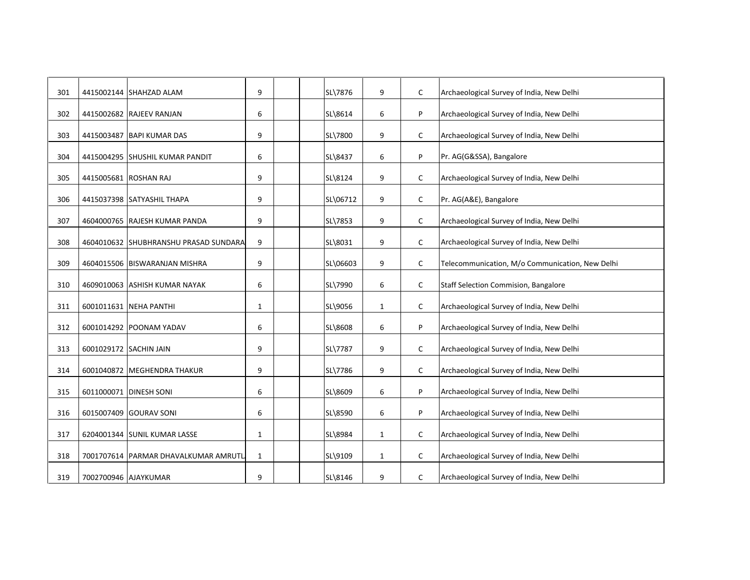| | | | | | | | | | |
|---|---|---|---|---|---|---|---|---|---|
| 301 | 4415002144 | SHAHZAD ALAM | 9 | | | SL\7876 | 9 | C | Archaeological Survey of India, New Delhi |
| 302 | 4415002682 | RAJEEV RANJAN | 6 | | | SL\8614 | 6 | P | Archaeological Survey of India, New Delhi |
| 303 | 4415003487 | BAPI KUMAR DAS | 9 | | | SL\7800 | 9 | C | Archaeological Survey of India, New Delhi |
| 304 | 4415004295 | SHUSHIL KUMAR PANDIT | 6 | | | SL\8437 | 6 | P | Pr. AG(G&SSA), Bangalore |
| 305 | 4415005681 | ROSHAN RAJ | 9 | | | SL\8124 | 9 | C | Archaeological Survey of India, New Delhi |
| 306 | 4415037398 | SATYASHIL THAPA | 9 | | | SL\06712 | 9 | C | Pr. AG(A&E), Bangalore |
| 307 | 4604000765 | RAJESH KUMAR PANDA | 9 | | | SL\7853 | 9 | C | Archaeological Survey of India, New Delhi |
| 308 | 4604010632 | SHUBHRANSHU PRASAD SUNDARA | 9 | | | SL\8031 | 9 | C | Archaeological Survey of India, New Delhi |
| 309 | 4604015506 | BISWARANJAN MISHRA | 9 | | | SL\06603 | 9 | C | Telecommunication, M/o Communication, New Delhi |
| 310 | 4609010063 | ASHISH KUMAR NAYAK | 6 | | | SL\7990 | 6 | C | Staff Selection Commision, Bangalore |
| 311 | 6001011631 | NEHA PANTHI | 1 | | | SL\9056 | 1 | C | Archaeological Survey of India, New Delhi |
| 312 | 6001014292 | POONAM YADAV | 6 | | | SL\8608 | 6 | P | Archaeological Survey of India, New Delhi |
| 313 | 6001029172 | SACHIN JAIN | 9 | | | SL\7787 | 9 | C | Archaeological Survey of India, New Delhi |
| 314 | 6001040872 | MEGHENDRA THAKUR | 9 | | | SL\7786 | 9 | C | Archaeological Survey of India, New Delhi |
| 315 | 6011000071 | DINESH SONI | 6 | | | SL\8609 | 6 | P | Archaeological Survey of India, New Delhi |
| 316 | 6015007409 | GOURAV SONI | 6 | | | SL\8590 | 6 | P | Archaeological Survey of India, New Delhi |
| 317 | 6204001344 | SUNIL KUMAR LASSE | 1 | | | SL\8984 | 1 | C | Archaeological Survey of India, New Delhi |
| 318 | 7001707614 | PARMAR DHAVALKUMAR AMRUTL | 1 | | | SL\9109 | 1 | C | Archaeological Survey of India, New Delhi |
| 319 | 7002700946 | AJAYKUMAR | 9 | | | SL\8146 | 9 | C | Archaeological Survey of India, New Delhi |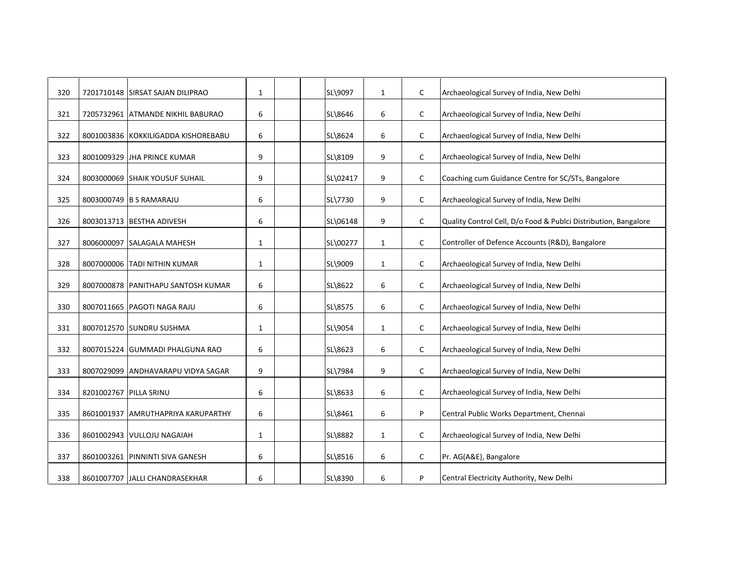| | | | | | | | | | |
|---|---|---|---|---|---|---|---|---|---|
| 320 | 7201710148 | SIRSAT SAJAN DILIPRAO | 1 | | | SL\9097 | 1 | C | Archaeological Survey of India, New Delhi |
| 321 | 7205732961 | ATMANDE NIKHIL BABURAO | 6 | | | SL\8646 | 6 | C | Archaeological Survey of India, New Delhi |
| 322 | 8001003836 | KOKKILIGADDA KISHOREBABU | 6 | | | SL\8624 | 6 | C | Archaeological Survey of India, New Delhi |
| 323 | 8001009329 | JHA PRINCE KUMAR | 9 | | | SL\8109 | 9 | C | Archaeological Survey of India, New Delhi |
| 324 | 8003000069 | SHAIK YOUSUF SUHAIL | 9 | | | SL\02417 | 9 | C | Coaching cum Guidance Centre for SC/STs, Bangalore |
| 325 | 8003000749 | B S RAMARAJU | 6 | | | SL\7730 | 9 | C | Archaeological Survey of India, New Delhi |
| 326 | 8003013713 | BESTHA ADIVESH | 6 | | | SL\06148 | 9 | C | Quality Control Cell, D/o Food & Publci Distribution, Bangalore |
| 327 | 8006000097 | SALAGALA MAHESH | 1 | | | SL\00277 | 1 | C | Controller of Defence Accounts (R&D), Bangalore |
| 328 | 8007000006 | TADI NITHIN KUMAR | 1 | | | SL\9009 | 1 | C | Archaeological Survey of India, New Delhi |
| 329 | 8007000878 | PANITHAPU SANTOSH KUMAR | 6 | | | SL\8622 | 6 | C | Archaeological Survey of India, New Delhi |
| 330 | 8007011665 | PAGOTI NAGA RAJU | 6 | | | SL\8575 | 6 | C | Archaeological Survey of India, New Delhi |
| 331 | 8007012570 | SUNDRU SUSHMA | 1 | | | SL\9054 | 1 | C | Archaeological Survey of India, New Delhi |
| 332 | 8007015224 | GUMMADI PHALGUNA RAO | 6 | | | SL\8623 | 6 | C | Archaeological Survey of India, New Delhi |
| 333 | 8007029099 | ANDHAVARAPU VIDYA SAGAR | 9 | | | SL\7984 | 9 | C | Archaeological Survey of India, New Delhi |
| 334 | 8201002767 | PILLA SRINU | 6 | | | SL\8633 | 6 | C | Archaeological Survey of India, New Delhi |
| 335 | 8601001937 | AMRUTHAPRIYA KARUPARTHY | 6 | | | SL\8461 | 6 | P | Central Public Works Department, Chennai |
| 336 | 8601002943 | VULLOJU NAGAIAH | 1 | | | SL\8882 | 1 | C | Archaeological Survey of India, New Delhi |
| 337 | 8601003261 | PINNINTI SIVA GANESH | 6 | | | SL\8516 | 6 | C | Pr. AG(A&E), Bangalore |
| 338 | 8601007707 | JALLI CHANDRASEKHAR | 6 | | | SL\8390 | 6 | P | Central Electricity Authority, New Delhi |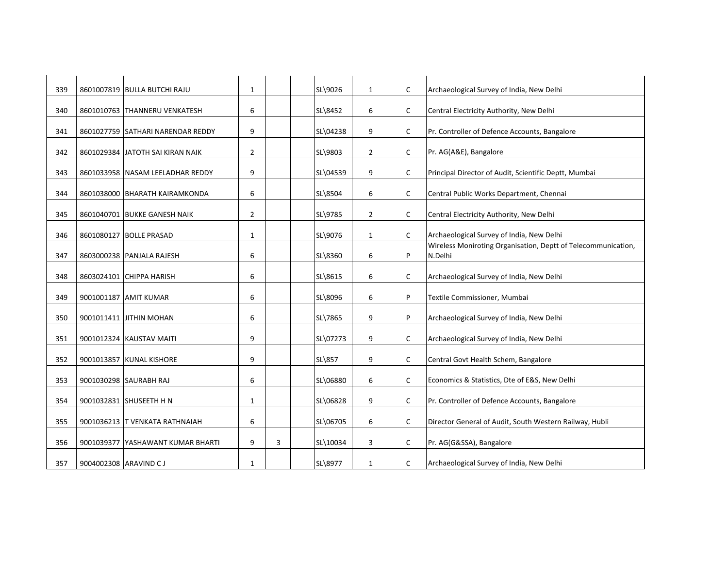| | | | | | | | | | |
|---|---|---|---|---|---|---|---|---|---|
| 339 | 8601007819 | BULLA BUTCHI RAJU | 1 | | | SL\9026 | 1 | C | Archaeological Survey of India, New Delhi |
| 340 | 8601010763 | THANNERU VENKATESH | 6 | | | SL\8452 | 6 | C | Central Electricity Authority, New Delhi |
| 341 | 8601027759 | SATHARI NARENDAR REDDY | 9 | | | SL\04238 | 9 | C | Pr. Controller of Defence Accounts, Bangalore |
| 342 | 8601029384 | JATOTH SAI KIRAN NAIK | 2 | | | SL\9803 | 2 | C | Pr. AG(A&E), Bangalore |
| 343 | 8601033958 | NASAM LEELADHAR REDDY | 9 | | | SL\04539 | 9 | C | Principal Director of Audit, Scientific Deptt, Mumbai |
| 344 | 8601038000 | BHARATH KAIRAMKONDA | 6 | | | SL\8504 | 6 | C | Central Public Works Department, Chennai |
| 345 | 8601040701 | BUKKE GANESH NAIK | 2 | | | SL\9785 | 2 | C | Central Electricity Authority, New Delhi |
| 346 | 8601080127 | BOLLE PRASAD | 1 | | | SL\9076 | 1 | C | Archaeological Survey of India, New Delhi |
| 347 | 8603000238 | PANJALA RAJESH | 6 | | | SL\8360 | 6 | P | Wireless Moniroting Organisation, Deptt of Telecommunication, N.Delhi |
| 348 | 8603024101 | CHIPPA HARISH | 6 | | | SL\8615 | 6 | C | Archaeological Survey of India, New Delhi |
| 349 | 9001001187 | AMIT KUMAR | 6 | | | SL\8096 | 6 | P | Textile Commissioner, Mumbai |
| 350 | 9001011411 | JITHIN MOHAN | 6 | | | SL\7865 | 9 | P | Archaeological Survey of India, New Delhi |
| 351 | 9001012324 | KAUSTAV MAITI | 9 | | | SL\07273 | 9 | C | Archaeological Survey of India, New Delhi |
| 352 | 9001013857 | KUNAL KISHORE | 9 | | | SL\857 | 9 | C | Central Govt Health Schem, Bangalore |
| 353 | 9001030298 | SAURABH RAJ | 6 | | | SL\06880 | 6 | C | Economics & Statistics, Dte of E&S, New Delhi |
| 354 | 9001032831 | SHUSEETH H N | 1 | | | SL\06828 | 9 | C | Pr. Controller of Defence Accounts, Bangalore |
| 355 | 9001036213 | T VENKATA RATHNAIAH | 6 | | | SL\06705 | 6 | C | Director General of Audit, South Western Railway, Hubli |
| 356 | 9001039377 | YASHAWANT KUMAR BHARTI | 9 | 3 | | SL\10034 | 3 | C | Pr. AG(G&SSA), Bangalore |
| 357 | 9004002308 | ARAVIND C J | 1 | | | SL\8977 | 1 | C | Archaeological Survey of India, New Delhi |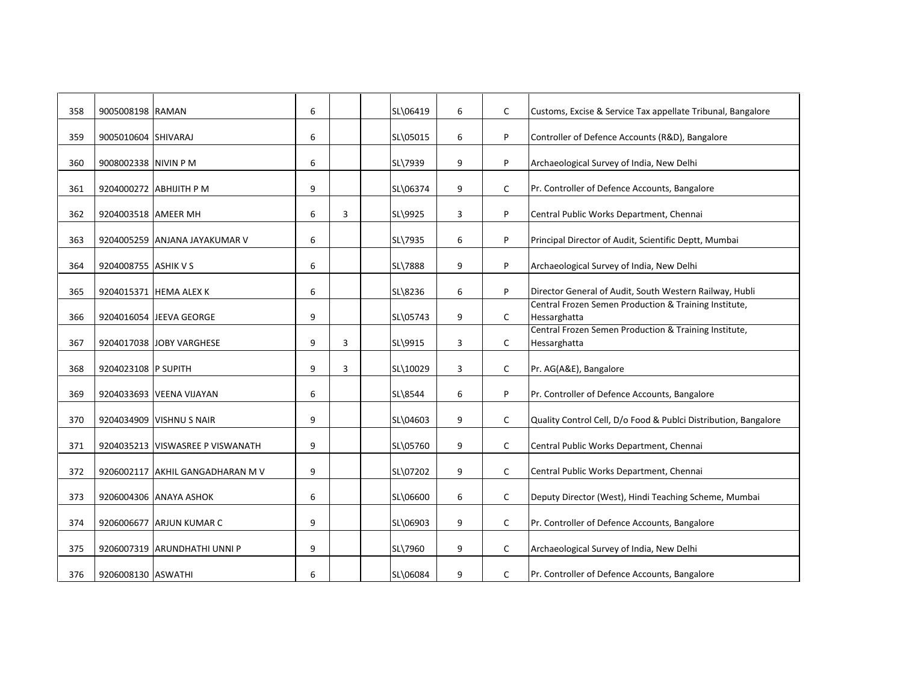| | | | | | | | | | |
|---|---|---|---|---|---|---|---|---|---|
| 358 | 9005008198 | RAMAN | 6 | | | SL\06419 | 6 | C | Customs, Excise & Service Tax appellate Tribunal, Bangalore |
| 359 | 9005010604 | SHIVARAJ | 6 | | | SL\05015 | 6 | P | Controller of Defence Accounts (R&D), Bangalore |
| 360 | 9008002338 | NIVIN P M | 6 | | | SL\7939 | 9 | P | Archaeological Survey of India, New Delhi |
| 361 | 9204000272 | ABHIJITH P M | 9 | | | SL\06374 | 9 | C | Pr. Controller of Defence Accounts, Bangalore |
| 362 | 9204003518 | AMEER MH | 6 | 3 | | SL\9925 | 3 | P | Central Public Works Department, Chennai |
| 363 | 9204005259 | ANJANA JAYAKUMAR V | 6 | | | SL\7935 | 6 | P | Principal Director of Audit, Scientific Deptt, Mumbai |
| 364 | 9204008755 | ASHIK V S | 6 | | | SL\7888 | 9 | P | Archaeological Survey of India, New Delhi |
| 365 | 9204015371 | HEMA ALEX K | 6 | | | SL\8236 | 6 | P | Director General of Audit, South Western Railway, Hubli |
| 366 | 9204016054 | JEEVA GEORGE | 9 | | | SL\05743 | 9 | C | Central Frozen Semen Production & Training Institute, Hessarghatta |
| 367 | 9204017038 | JOBY VARGHESE | 9 | 3 | | SL\9915 | 3 | C | Central Frozen Semen Production & Training Institute, Hessarghatta |
| 368 | 9204023108 | P SUPITH | 9 | 3 | | SL\10029 | 3 | C | Pr. AG(A&E), Bangalore |
| 369 | 9204033693 | VEENA VIJAYAN | 6 | | | SL\8544 | 6 | P | Pr. Controller of Defence Accounts, Bangalore |
| 370 | 9204034909 | VISHNU S NAIR | 9 | | | SL\04603 | 9 | C | Quality Control Cell, D/o Food & Publci Distribution, Bangalore |
| 371 | 9204035213 | VISWASREE P VISWANATH | 9 | | | SL\05760 | 9 | C | Central Public Works Department, Chennai |
| 372 | 9206002117 | AKHIL GANGADHARAN M V | 9 | | | SL\07202 | 9 | C | Central Public Works Department, Chennai |
| 373 | 9206004306 | ANAYA ASHOK | 6 | | | SL\06600 | 6 | C | Deputy Director (West), Hindi Teaching Scheme, Mumbai |
| 374 | 9206006677 | ARJUN KUMAR C | 9 | | | SL\06903 | 9 | C | Pr. Controller of Defence Accounts, Bangalore |
| 375 | 9206007319 | ARUNDHATHI UNNI P | 9 | | | SL\7960 | 9 | C | Archaeological Survey of India, New Delhi |
| 376 | 9206008130 | ASWATHI | 6 | | | SL\06084 | 9 | C | Pr. Controller of Defence Accounts, Bangalore |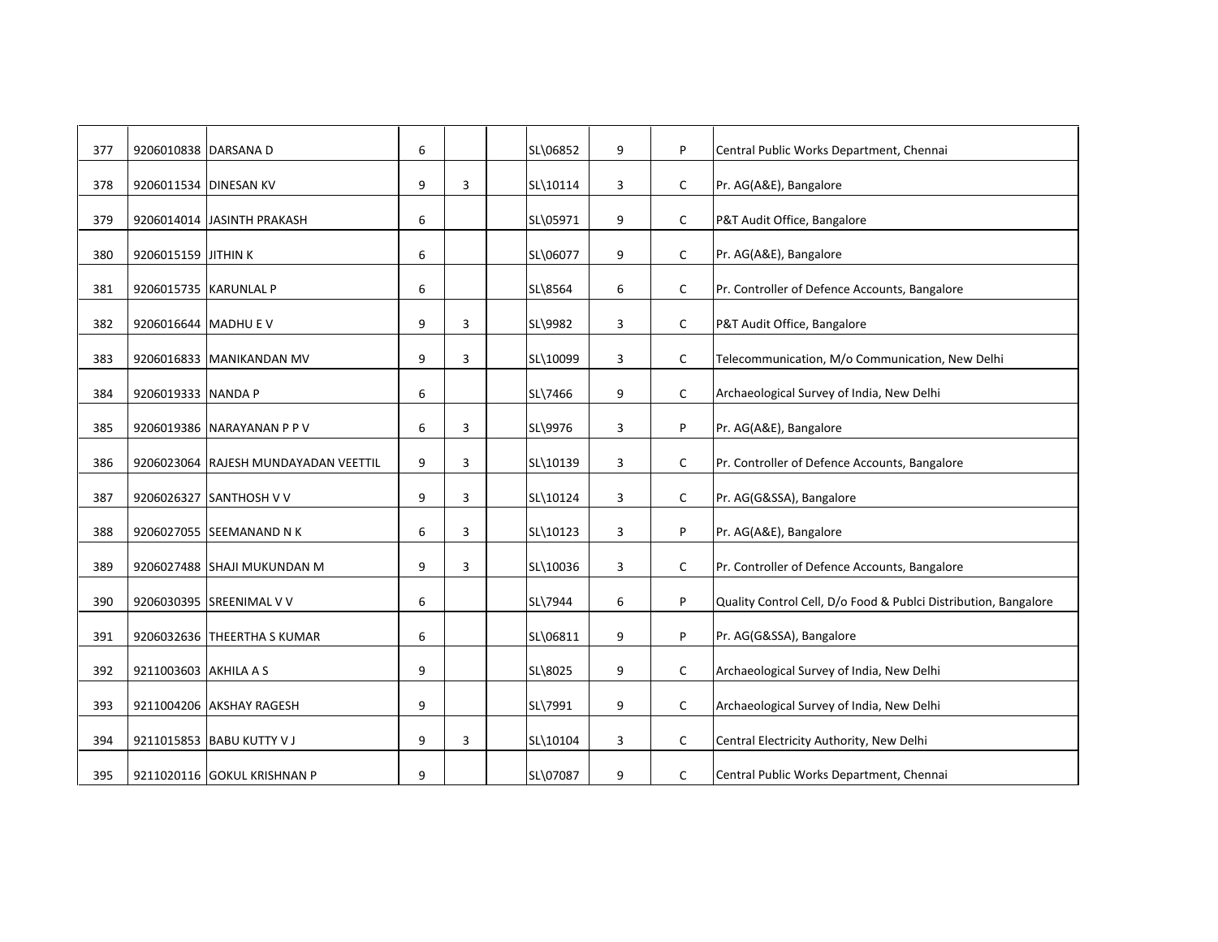| | | | | | | | | | |
|---|---|---|---|---|---|---|---|---|---|
| 377 | 9206010838 | DARSANA D | 6 | | | SL\06852 | 9 | P | Central Public Works Department, Chennai |
| 378 | 9206011534 | DINESAN KV | 9 | 3 | | SL\10114 | 3 | C | Pr. AG(A&E), Bangalore |
| 379 | 9206014014 | JASINTH PRAKASH | 6 | | | SL\05971 | 9 | C | P&T Audit Office, Bangalore |
| 380 | 9206015159 | JITHIN K | 6 | | | SL\06077 | 9 | C | Pr. AG(A&E), Bangalore |
| 381 | 9206015735 | KARUNLAL P | 6 | | | SL\8564 | 6 | C | Pr. Controller of Defence Accounts, Bangalore |
| 382 | 9206016644 | MADHU E V | 9 | 3 | | SL\9982 | 3 | C | P&T Audit Office, Bangalore |
| 383 | 9206016833 | MANIKANDAN MV | 9 | 3 | | SL\10099 | 3 | C | Telecommunication, M/o Communication, New Delhi |
| 384 | 9206019333 | NANDA P | 6 | | | SL\7466 | 9 | C | Archaeological Survey of India, New Delhi |
| 385 | 9206019386 | NARAYANAN P P V | 6 | 3 | | SL\9976 | 3 | P | Pr. AG(A&E), Bangalore |
| 386 | 9206023064 | RAJESH MUNDAYADAN VEETTIL | 9 | 3 | | SL\10139 | 3 | C | Pr. Controller of Defence Accounts, Bangalore |
| 387 | 9206026327 | SANTHOSH V V | 9 | 3 | | SL\10124 | 3 | C | Pr. AG(G&SSA), Bangalore |
| 388 | 9206027055 | SEEMANAND N K | 6 | 3 | | SL\10123 | 3 | P | Pr. AG(A&E), Bangalore |
| 389 | 9206027488 | SHAJI MUKUNDAN M | 9 | 3 | | SL\10036 | 3 | C | Pr. Controller of Defence Accounts, Bangalore |
| 390 | 9206030395 | SREENIMAL V V | 6 | | | SL\7944 | 6 | P | Quality Control Cell, D/o Food & Publci Distribution, Bangalore |
| 391 | 9206032636 | THEERTHA S KUMAR | 6 | | | SL\06811 | 9 | P | Pr. AG(G&SSA), Bangalore |
| 392 | 9211003603 | AKHILA A S | 9 | | | SL\8025 | 9 | C | Archaeological Survey of India, New Delhi |
| 393 | 9211004206 | AKSHAY RAGESH | 9 | | | SL\7991 | 9 | C | Archaeological Survey of India, New Delhi |
| 394 | 9211015853 | BABU KUTTY V J | 9 | 3 | | SL\10104 | 3 | C | Central Electricity Authority, New Delhi |
| 395 | 9211020116 | GOKUL KRISHNAN P | 9 | | | SL\07087 | 9 | C | Central Public Works Department, Chennai |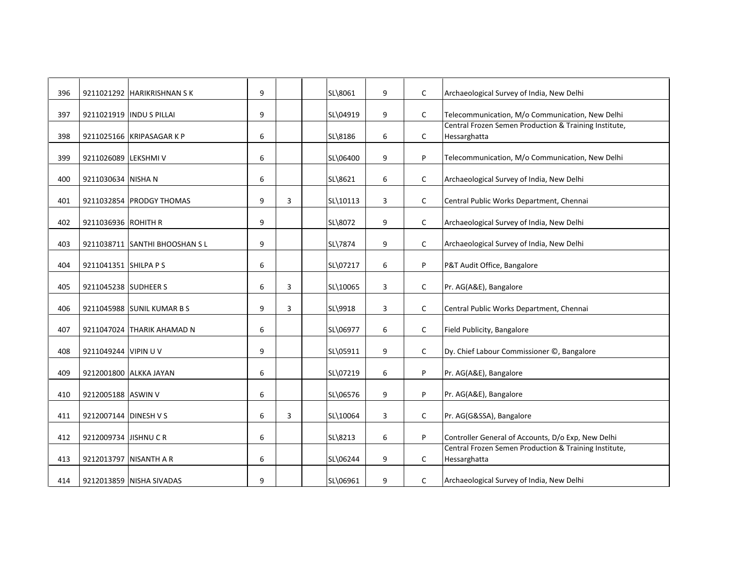| | | | | | | | | | |
|---|---|---|---|---|---|---|---|---|---|
| 396 | 9211021292 | HARIKRISHNAN S K | 9 | | | SL\8061 | 9 | C | Archaeological Survey of India, New Delhi |
| 397 | 9211021919 | INDU S PILLAI | 9 | | | SL\04919 | 9 | C | Telecommunication, M/o Communication, New Delhi |
| 398 | 9211025166 | KRIPASAGAR K P | 6 | | | SL\8186 | 6 | C | Central Frozen Semen Production & Training Institute, Hessarghatta |
| 399 | 9211026089 | LEKSHMI V | 6 | | | SL\06400 | 9 | P | Telecommunication, M/o Communication, New Delhi |
| 400 | 9211030634 | NISHA N | 6 | | | SL\8621 | 6 | C | Archaeological Survey of India, New Delhi |
| 401 | 9211032854 | PRODGY THOMAS | 9 | 3 | | SL\10113 | 3 | C | Central Public Works Department, Chennai |
| 402 | 9211036936 | ROHITH R | 9 | | | SL\8072 | 9 | C | Archaeological Survey of India, New Delhi |
| 403 | 9211038711 | SANTHI BHOOSHAN S L | 9 | | | SL\7874 | 9 | C | Archaeological Survey of India, New Delhi |
| 404 | 9211041351 | SHILPA P S | 6 | | | SL\07217 | 6 | P | P&T Audit Office, Bangalore |
| 405 | 9211045238 | SUDHEER S | 6 | 3 | | SL\10065 | 3 | C | Pr. AG(A&E), Bangalore |
| 406 | 9211045988 | SUNIL KUMAR B S | 9 | 3 | | SL\9918 | 3 | C | Central Public Works Department, Chennai |
| 407 | 9211047024 | THARIK AHAMAD N | 6 | | | SL\06977 | 6 | C | Field Publicity, Bangalore |
| 408 | 9211049244 | VIPIN U V | 9 | | | SL\05911 | 9 | C | Dy. Chief Labour Commissioner ©, Bangalore |
| 409 | 9212001800 | ALKKA JAYAN | 6 | | | SL\07219 | 6 | P | Pr. AG(A&E), Bangalore |
| 410 | 9212005188 | ASWIN V | 6 | | | SL\06576 | 9 | P | Pr. AG(A&E), Bangalore |
| 411 | 9212007144 | DINESH V S | 6 | 3 | | SL\10064 | 3 | C | Pr. AG(G&SSA), Bangalore |
| 412 | 9212009734 | JISHNU C R | 6 | | | SL\8213 | 6 | P | Controller General of Accounts, D/o Exp, New Delhi |
| 413 | 9212013797 | NISANTH A R | 6 | | | SL\06244 | 9 | C | Central Frozen Semen Production & Training Institute, Hessarghatta |
| 414 | 9212013859 | NISHA SIVADAS | 9 | | | SL\06961 | 9 | C | Archaeological Survey of India, New Delhi |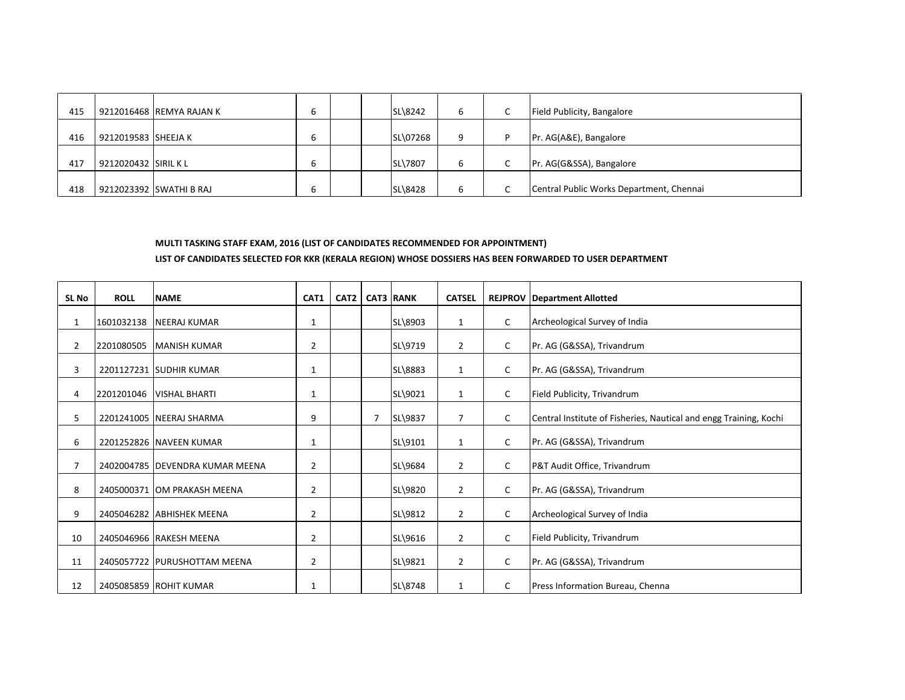| | | | | | | | | | |
|---|---|---|---|---|---|---|---|---|---|
| 415 | 9212016468 | REMYA RAJAN K | 6 | | | SL\8242 | 6 | C | Field Publicity, Bangalore |
| 416 | 9212019583 | SHEEJA K | 6 | | | SL\07268 | 9 | P | Pr. AG(A&E), Bangalore |
| 417 | 9212020432 | SIRIL K L | 6 | | | SL\7807 | 6 | C | Pr. AG(G&SSA), Bangalore |
| 418 | 9212023392 | SWATHI B RAJ | 6 | | | SL\8428 | 6 | C | Central Public Works Department, Chennai |

**MULTI TASKING STAFF EXAM, 2016 (LIST OF CANDIDATES RECOMMENDED FOR APPOINTMENT)**

**LIST OF CANDIDATES SELECTED FOR KKR (KERALA REGION) WHOSE DOSSIERS HAS BEEN FORWARDED TO USER DEPARTMENT**

| SL No | ROLL | NAME | CAT1 | CAT2 | CAT3 | RANK | CATSEL | REJPROV | Department Allotted |
|---|---|---|---|---|---|---|---|---|---|
| 1 | 1601032138 | NEERAJ KUMAR | 1 | | | SL\8903 | 1 | C | Archeological Survey of India |
| 2 | 2201080505 | MANISH KUMAR | 2 | | | SL\9719 | 2 | C | Pr. AG (G&SSA), Trivandrum |
| 3 | 2201127231 | SUDHIR KUMAR | 1 | | | SL\8883 | 1 | C | Pr. AG (G&SSA), Trivandrum |
| 4 | 2201201046 | VISHAL BHARTI | 1 | | | SL\9021 | 1 | C | Field Publicity, Trivandrum |
| 5 | 2201241005 | NEERAJ SHARMA | 9 | | 7 | SL\9837 | 7 | C | Central Institute of Fisheries, Nautical and engg Training, Kochi |
| 6 | 2201252826 | NAVEEN KUMAR | 1 | | | SL\9101 | 1 | C | Pr. AG (G&SSA), Trivandrum |
| 7 | 2402004785 | DEVENDRA KUMAR MEENA | 2 | | | SL\9684 | 2 | C | P&T Audit Office, Trivandrum |
| 8 | 2405000371 | OM PRAKASH MEENA | 2 | | | SL\9820 | 2 | C | Pr. AG (G&SSA), Trivandrum |
| 9 | 2405046282 | ABHISHEK MEENA | 2 | | | SL\9812 | 2 | C | Archeological Survey of India |
| 10 | 2405046966 | RAKESH MEENA | 2 | | | SL\9616 | 2 | C | Field Publicity, Trivandrum |
| 11 | 2405057722 | PURUSHOTTAM MEENA | 2 | | | SL\9821 | 2 | C | Pr. AG (G&SSA), Trivandrum |
| 12 | 2405085859 | ROHIT KUMAR | 1 | | | SL\8748 | 1 | C | Press Information Bureau, Chenna |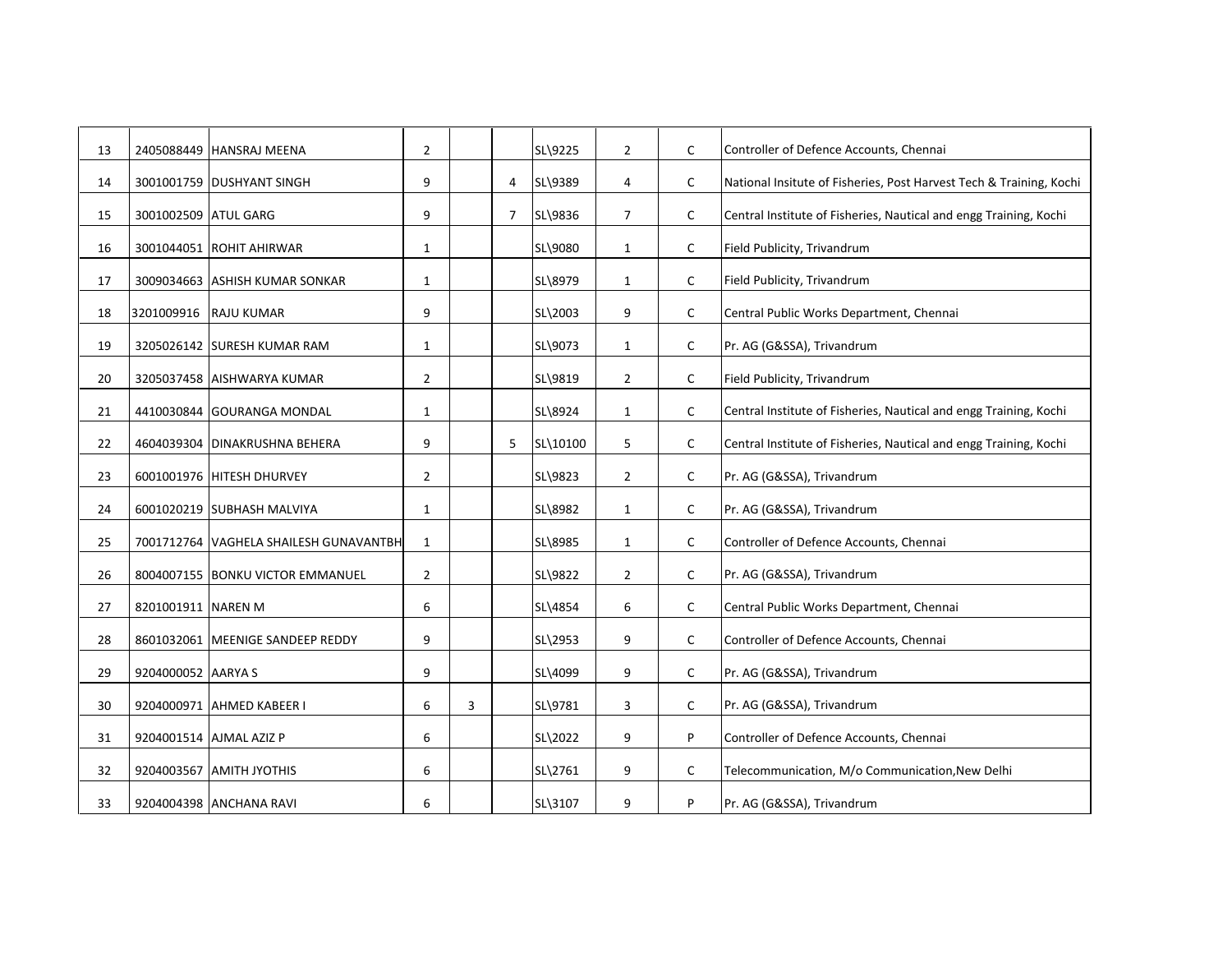| | | | | | | | | | |
|---|---|---|---|---|---|---|---|---|---|
| 13 | 2405088449 | HANSRAJ MEENA | 2 | | | SL\9225 | 2 | C | Controller of Defence Accounts, Chennai |
| 14 | 3001001759 | DUSHYANT SINGH | 9 | | 4 | SL\9389 | 4 | C | National Insitute of Fisheries, Post Harvest Tech & Training, Kochi |
| 15 | 3001002509 | ATUL GARG | 9 | | 7 | SL\9836 | 7 | C | Central Institute of Fisheries, Nautical and engg Training, Kochi |
| 16 | 3001044051 | ROHIT AHIRWAR | 1 | | | SL\9080 | 1 | C | Field Publicity, Trivandrum |
| 17 | 3009034663 | ASHISH KUMAR SONKAR | 1 | | | SL\8979 | 1 | C | Field Publicity, Trivandrum |
| 18 | 3201009916 | RAJU KUMAR | 9 | | | SL\2003 | 9 | C | Central Public Works Department, Chennai |
| 19 | 3205026142 | SURESH KUMAR RAM | 1 | | | SL\9073 | 1 | C | Pr. AG (G&SSA), Trivandrum |
| 20 | 3205037458 | AISHWARYA KUMAR | 2 | | | SL\9819 | 2 | C | Field Publicity, Trivandrum |
| 21 | 4410030844 | GOURANGA MONDAL | 1 | | | SL\8924 | 1 | C | Central Institute of Fisheries, Nautical and engg Training, Kochi |
| 22 | 4604039304 | DINAKRUSHNA BEHERA | 9 | | 5 | SL\10100 | 5 | C | Central Institute of Fisheries, Nautical and engg Training, Kochi |
| 23 | 6001001976 | HITESH DHURVEY | 2 | | | SL\9823 | 2 | C | Pr. AG (G&SSA), Trivandrum |
| 24 | 6001020219 | SUBHASH MALVIYA | 1 | | | SL\8982 | 1 | C | Pr. AG (G&SSA), Trivandrum |
| 25 | 7001712764 | VAGHELA SHAILESH GUNAVANTBH | 1 | | | SL\8985 | 1 | C | Controller of Defence Accounts, Chennai |
| 26 | 8004007155 | BONKU VICTOR EMMANUEL | 2 | | | SL\9822 | 2 | C | Pr. AG (G&SSA), Trivandrum |
| 27 | 8201001911 | NAREN M | 6 | | | SL\4854 | 6 | C | Central Public Works Department, Chennai |
| 28 | 8601032061 | MEENIGE SANDEEP REDDY | 9 | | | SL\2953 | 9 | C | Controller of Defence Accounts, Chennai |
| 29 | 9204000052 | AARYA S | 9 | | | SL\4099 | 9 | C | Pr. AG (G&SSA), Trivandrum |
| 30 | 9204000971 | AHMED KABEER I | 6 | 3 | | SL\9781 | 3 | C | Pr. AG (G&SSA), Trivandrum |
| 31 | 9204001514 | AJMAL AZIZ P | 6 | | | SL\2022 | 9 | P | Controller of Defence Accounts, Chennai |
| 32 | 9204003567 | AMITH JYOTHIS | 6 | | | SL\2761 | 9 | C | Telecommunication, M/o Communication,New Delhi |
| 33 | 9204004398 | ANCHANA RAVI | 6 | | | SL\3107 | 9 | P | Pr. AG (G&SSA), Trivandrum |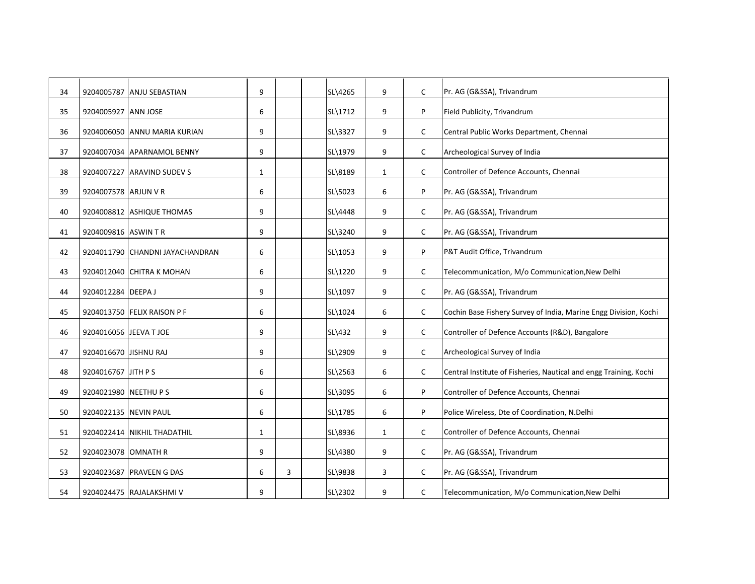| | | | | | | | | | |
|---|---|---|---|---|---|---|---|---|---|
| 34 | 9204005787 | ANJU SEBASTIAN | 9 | | | SL\4265 | 9 | C | Pr. AG (G&SSA), Trivandrum |
| 35 | 9204005927 | ANN JOSE | 6 | | | SL\1712 | 9 | P | Field Publicity, Trivandrum |
| 36 | 9204006050 | ANNU MARIA KURIAN | 9 | | | SL\3327 | 9 | C | Central Public Works Department, Chennai |
| 37 | 9204007034 | APARNAMOL BENNY | 9 | | | SL\1979 | 9 | C | Archeological Survey of India |
| 38 | 9204007227 | ARAVIND SUDEV S | 1 | | | SL\8189 | 1 | C | Controller of Defence Accounts, Chennai |
| 39 | 9204007578 | ARJUN V R | 6 | | | SL\5023 | 6 | P | Pr. AG (G&SSA), Trivandrum |
| 40 | 9204008812 | ASHIQUE THOMAS | 9 | | | SL\4448 | 9 | C | Pr. AG (G&SSA), Trivandrum |
| 41 | 9204009816 | ASWIN T R | 9 | | | SL\3240 | 9 | C | Pr. AG (G&SSA), Trivandrum |
| 42 | 9204011790 | CHANDNI JAYACHANDRAN | 6 | | | SL\1053 | 9 | P | P&T Audit Office, Trivandrum |
| 43 | 9204012040 | CHITRA K MOHAN | 6 | | | SL\1220 | 9 | C | Telecommunication, M/o Communication,New Delhi |
| 44 | 9204012284 | DEEPA J | 9 | | | SL\1097 | 9 | C | Pr. AG (G&SSA), Trivandrum |
| 45 | 9204013750 | FELIX RAISON P F | 6 | | | SL\1024 | 6 | C | Cochin Base Fishery Survey of India, Marine Engg Division, Kochi |
| 46 | 9204016056 | JEEVA T JOE | 9 | | | SL\432 | 9 | C | Controller of Defence Accounts (R&D), Bangalore |
| 47 | 9204016670 | JISHNU RAJ | 9 | | | SL\2909 | 9 | C | Archeological Survey of India |
| 48 | 9204016767 | JITH P S | 6 | | | SL\2563 | 6 | C | Central Institute of Fisheries, Nautical and engg Training, Kochi |
| 49 | 9204021980 | NEETHU P S | 6 | | | SL\3095 | 6 | P | Controller of Defence Accounts, Chennai |
| 50 | 9204022135 | NEVIN PAUL | 6 | | | SL\1785 | 6 | P | Police Wireless, Dte of Coordination, N.Delhi |
| 51 | 9204022414 | NIKHIL THADATHIL | 1 | | | SL\8936 | 1 | C | Controller of Defence Accounts, Chennai |
| 52 | 9204023078 | OMNATH R | 9 | | | SL\4380 | 9 | C | Pr. AG (G&SSA), Trivandrum |
| 53 | 9204023687 | PRAVEEN G DAS | 6 | 3 | | SL\9838 | 3 | C | Pr. AG (G&SSA), Trivandrum |
| 54 | 9204024475 | RAJALAKSHMI V | 9 | | | SL\2302 | 9 | C | Telecommunication, M/o Communication,New Delhi |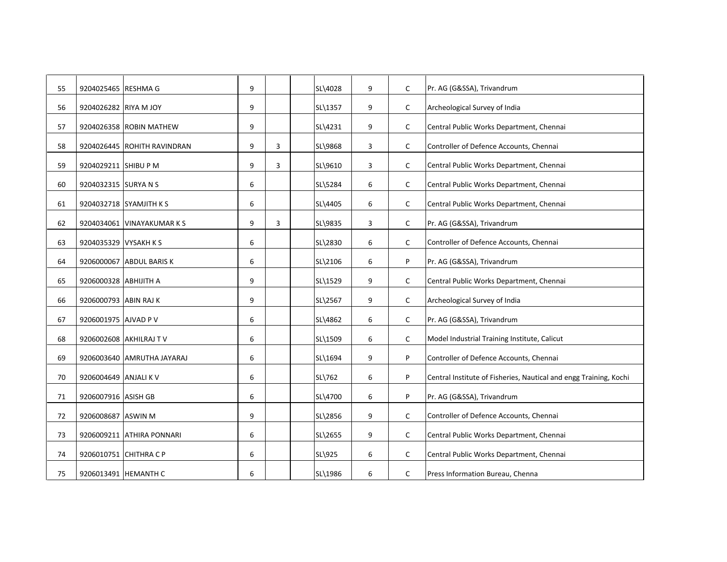| | | | | | | | | | |
|---|---|---|---|---|---|---|---|---|---|
| 55 | 9204025465 | RESHMA G | 9 | | | SL\4028 | 9 | C | Pr. AG (G&SSA), Trivandrum |
| 56 | 9204026282 | RIYA M JOY | 9 | | | SL\1357 | 9 | C | Archeological Survey of India |
| 57 | 9204026358 | ROBIN MATHEW | 9 | | | SL\4231 | 9 | C | Central Public Works Department, Chennai |
| 58 | 9204026445 | ROHITH RAVINDRAN | 9 | 3 | | SL\9868 | 3 | C | Controller of Defence Accounts, Chennai |
| 59 | 9204029211 | SHIBU P M | 9 | 3 | | SL\9610 | 3 | C | Central Public Works Department, Chennai |
| 60 | 9204032315 | SURYA N S | 6 | | | SL\5284 | 6 | C | Central Public Works Department, Chennai |
| 61 | 9204032718 | SYAMJITH K S | 6 | | | SL\4405 | 6 | C | Central Public Works Department, Chennai |
| 62 | 9204034061 | VINAYAKUMAR K S | 9 | 3 | | SL\9835 | 3 | C | Pr. AG (G&SSA), Trivandrum |
| 63 | 9204035329 | VYSAKH K S | 6 | | | SL\2830 | 6 | C | Controller of Defence Accounts, Chennai |
| 64 | 9206000067 | ABDUL BARIS K | 6 | | | SL\2106 | 6 | P | Pr. AG (G&SSA), Trivandrum |
| 65 | 9206000328 | ABHIJITH A | 9 | | | SL\1529 | 9 | C | Central Public Works Department, Chennai |
| 66 | 9206000793 | ABIN RAJ K | 9 | | | SL\2567 | 9 | C | Archeological Survey of India |
| 67 | 9206001975 | AJVAD P V | 6 | | | SL\4862 | 6 | C | Pr. AG (G&SSA), Trivandrum |
| 68 | 9206002608 | AKHILRAJ T V | 6 | | | SL\1509 | 6 | C | Model Industrial Training Institute, Calicut |
| 69 | 9206003640 | AMRUTHA JAYARAJ | 6 | | | SL\1694 | 9 | P | Controller of Defence Accounts, Chennai |
| 70 | 9206004649 | ANJALI K V | 6 | | | SL\762 | 6 | P | Central Institute of Fisheries, Nautical and engg Training, Kochi |
| 71 | 9206007916 | ASISH GB | 6 | | | SL\4700 | 6 | P | Pr. AG (G&SSA), Trivandrum |
| 72 | 9206008687 | ASWIN M | 9 | | | SL\2856 | 9 | C | Controller of Defence Accounts, Chennai |
| 73 | 9206009211 | ATHIRA PONNARI | 6 | | | SL\2655 | 9 | C | Central Public Works Department, Chennai |
| 74 | 9206010751 | CHITHRA C P | 6 | | | SL\925 | 6 | C | Central Public Works Department, Chennai |
| 75 | 9206013491 | HEMANTH C | 6 | | | SL\1986 | 6 | C | Press Information Bureau, Chenna |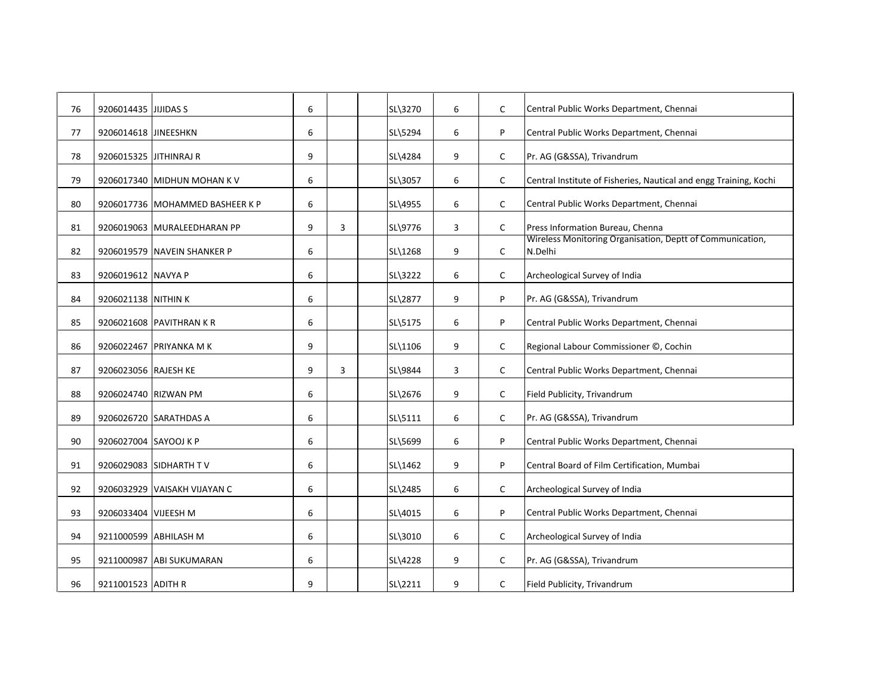| | | | | | | | | | |
|---|---|---|---|---|---|---|---|---|---|
| 76 | 9206014435 | JIJIDAS S | 6 | | | SL\3270 | 6 | C | Central Public Works Department, Chennai |
| 77 | 9206014618 | JINEESHKN | 6 | | | SL\5294 | 6 | P | Central Public Works Department, Chennai |
| 78 | 9206015325 | JITHINRAJ R | 9 | | | SL\4284 | 9 | C | Pr. AG (G&SSA), Trivandrum |
| 79 | 9206017340 | MIDHUN MOHAN K V | 6 | | | SL\3057 | 6 | C | Central Institute of Fisheries, Nautical and engg Training, Kochi |
| 80 | 9206017736 | MOHAMMED BASHEER K P | 6 | | | SL\4955 | 6 | C | Central Public Works Department, Chennai |
| 81 | 9206019063 | MURALEEDHARAN PP | 9 | 3 | | SL\9776 | 3 | C | Press Information Bureau, Chenna |
| 82 | 9206019579 | NAVEIN SHANKER P | 6 | | | SL\1268 | 9 | C | Wireless Monitoring Organisation, Deptt of Communication, N.Delhi |
| 83 | 9206019612 | NAVYA P | 6 | | | SL\3222 | 6 | C | Archeological Survey of India |
| 84 | 9206021138 | NITHIN K | 6 | | | SL\2877 | 9 | P | Pr. AG (G&SSA), Trivandrum |
| 85 | 9206021608 | PAVITHRAN K R | 6 | | | SL\5175 | 6 | P | Central Public Works Department, Chennai |
| 86 | 9206022467 | PRIYANKA M K | 9 | | | SL\1106 | 9 | C | Regional Labour Commissioner ©, Cochin |
| 87 | 9206023056 | RAJESH KE | 9 | 3 | | SL\9844 | 3 | C | Central Public Works Department, Chennai |
| 88 | 9206024740 | RIZWAN PM | 6 | | | SL\2676 | 9 | C | Field Publicity, Trivandrum |
| 89 | 9206026720 | SARATHDAS A | 6 | | | SL\5111 | 6 | C | Pr. AG (G&SSA), Trivandrum |
| 90 | 9206027004 | SAYOOJ K P | 6 | | | SL\5699 | 6 | P | Central Public Works Department, Chennai |
| 91 | 9206029083 | SIDHARTH T V | 6 | | | SL\1462 | 9 | P | Central Board of Film Certification, Mumbai |
| 92 | 9206032929 | VAISAKH VIJAYAN C | 6 | | | SL\2485 | 6 | C | Archeological Survey of India |
| 93 | 9206033404 | VIJEESH M | 6 | | | SL\4015 | 6 | P | Central Public Works Department, Chennai |
| 94 | 9211000599 | ABHILASH M | 6 | | | SL\3010 | 6 | C | Archeological Survey of India |
| 95 | 9211000987 | ABI SUKUMARAN | 6 | | | SL\4228 | 9 | C | Pr. AG (G&SSA), Trivandrum |
| 96 | 9211001523 | ADITH R | 9 | | | SL\2211 | 9 | C | Field Publicity, Trivandrum |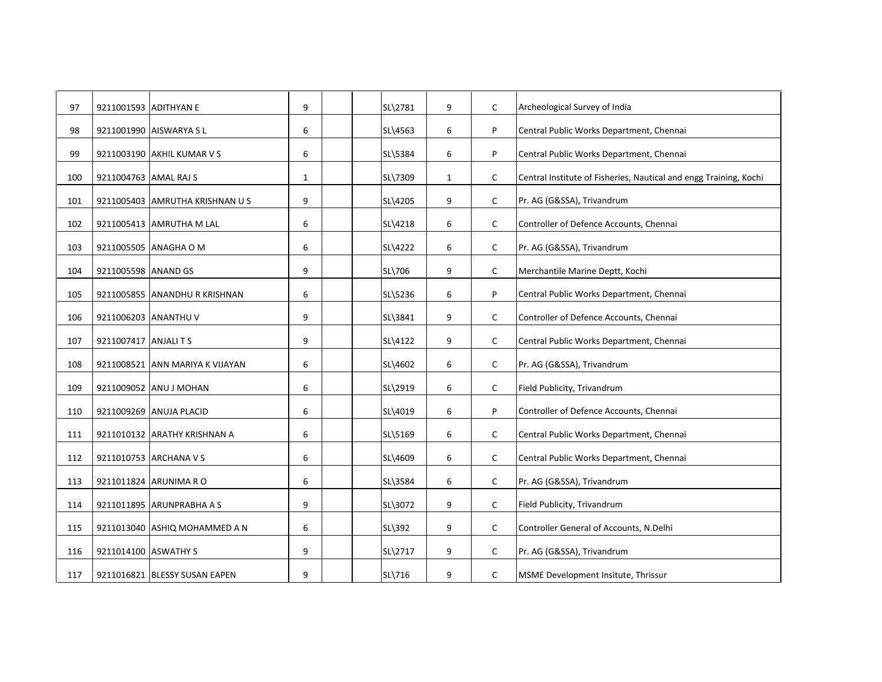| | | | | | | | | | |
|---|---|---|---|---|---|---|---|---|---|
| 97 | 9211001593 | ADITHYAN E | 9 | | | SL\2781 | 9 | C | Archeological Survey of India |
| 98 | 9211001990 | AISWARYA S L | 6 | | | SL\4563 | 6 | P | Central Public Works Department, Chennai |
| 99 | 9211003190 | AKHIL KUMAR V S | 6 | | | SL\5384 | 6 | P | Central Public Works Department, Chennai |
| 100 | 9211004763 | AMAL RAJ S | 1 | | | SL\7309 | 1 | C | Central Institute of Fisheries, Nautical and engg Training, Kochi |
| 101 | 9211005403 | AMRUTHA KRISHNAN U S | 9 | | | SL\4205 | 9 | C | Pr. AG (G&SSA), Trivandrum |
| 102 | 9211005413 | AMRUTHA M LAL | 6 | | | SL\4218 | 6 | C | Controller of Defence Accounts, Chennai |
| 103 | 9211005505 | ANAGHA O M | 6 | | | SL\4222 | 6 | C | Pr. AG (G&SSA), Trivandrum |
| 104 | 9211005598 | ANAND GS | 9 | | | SL\706 | 9 | C | Merchantile Marine Deptt, Kochi |
| 105 | 9211005855 | ANANDHU R KRISHNAN | 6 | | | SL\5236 | 6 | P | Central Public Works Department, Chennai |
| 106 | 9211006203 | ANANTHU V | 9 | | | SL\3841 | 9 | C | Controller of Defence Accounts, Chennai |
| 107 | 9211007417 | ANJALI T S | 9 | | | SL\4122 | 9 | C | Central Public Works Department, Chennai |
| 108 | 9211008521 | ANN MARIYA K VIJAYAN | 6 | | | SL\4602 | 6 | C | Pr. AG (G&SSA), Trivandrum |
| 109 | 9211009052 | ANU J MOHAN | 6 | | | SL\2919 | 6 | C | Field Publicity, Trivandrum |
| 110 | 9211009269 | ANUJA PLACID | 6 | | | SL\4019 | 6 | P | Controller of Defence Accounts, Chennai |
| 111 | 9211010132 | ARATHY KRISHNAN A | 6 | | | SL\5169 | 6 | C | Central Public Works Department, Chennai |
| 112 | 9211010753 | ARCHANA V S | 6 | | | SL\4609 | 6 | C | Central Public Works Department, Chennai |
| 113 | 9211011824 | ARUNIMA R O | 6 | | | SL\3584 | 6 | C | Pr. AG (G&SSA), Trivandrum |
| 114 | 9211011895 | ARUNPRABHA A S | 9 | | | SL\3072 | 9 | C | Field Publicity, Trivandrum |
| 115 | 9211013040 | ASHIQ MOHAMMED A N | 6 | | | SL\392 | 9 | C | Controller General of Accounts, N.Delhi |
| 116 | 9211014100 | ASWATHY S | 9 | | | SL\2717 | 9 | C | Pr. AG (G&SSA), Trivandrum |
| 117 | 9211016821 | BLESSY SUSAN EAPEN | 9 | | | SL\716 | 9 | C | MSME Development Insitute, Thrissur |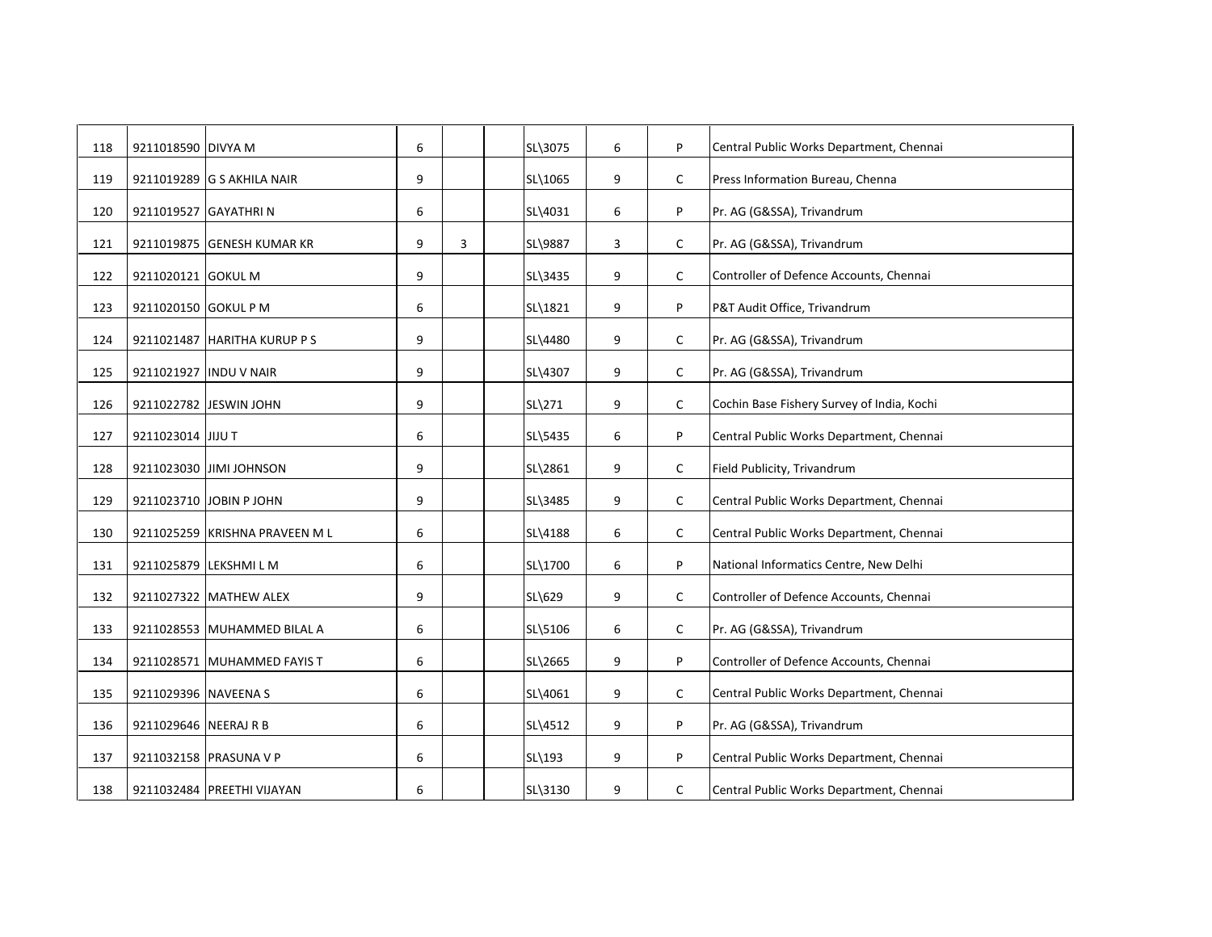| | | | | | | | | | |
|---|---|---|---|---|---|---|---|---|---|
| 118 | 9211018590 | DIVYA M | 6 | | | SL\3075 | 6 | P | Central Public Works Department, Chennai |
| 119 | 9211019289 | G S AKHILA NAIR | 9 | | | SL\1065 | 9 | C | Press Information Bureau, Chenna |
| 120 | 9211019527 | GAYATHRI N | 6 | | | SL\4031 | 6 | P | Pr. AG (G&SSA), Trivandrum |
| 121 | 9211019875 | GENESH KUMAR KR | 9 | 3 | | SL\9887 | 3 | C | Pr. AG (G&SSA), Trivandrum |
| 122 | 9211020121 | GOKUL M | 9 | | | SL\3435 | 9 | C | Controller of Defence Accounts, Chennai |
| 123 | 9211020150 | GOKUL P M | 6 | | | SL\1821 | 9 | P | P&T Audit Office, Trivandrum |
| 124 | 9211021487 | HARITHA KURUP P S | 9 | | | SL\4480 | 9 | C | Pr. AG (G&SSA), Trivandrum |
| 125 | 9211021927 | INDU V NAIR | 9 | | | SL\4307 | 9 | C | Pr. AG (G&SSA), Trivandrum |
| 126 | 9211022782 | JESWIN JOHN | 9 | | | SL\271 | 9 | C | Cochin Base Fishery Survey of India, Kochi |
| 127 | 9211023014 | JIJU T | 6 | | | SL\5435 | 6 | P | Central Public Works Department, Chennai |
| 128 | 9211023030 | JIMI JOHNSON | 9 | | | SL\2861 | 9 | C | Field Publicity, Trivandrum |
| 129 | 9211023710 | JOBIN P JOHN | 9 | | | SL\3485 | 9 | C | Central Public Works Department, Chennai |
| 130 | 9211025259 | KRISHNA PRAVEEN M L | 6 | | | SL\4188 | 6 | C | Central Public Works Department, Chennai |
| 131 | 9211025879 | LEKSHMI L M | 6 | | | SL\1700 | 6 | P | National Informatics Centre, New Delhi |
| 132 | 9211027322 | MATHEW ALEX | 9 | | | SL\629 | 9 | C | Controller of Defence Accounts, Chennai |
| 133 | 9211028553 | MUHAMMED BILAL A | 6 | | | SL\5106 | 6 | C | Pr. AG (G&SSA), Trivandrum |
| 134 | 9211028571 | MUHAMMED FAYIS T | 6 | | | SL\2665 | 9 | P | Controller of Defence Accounts, Chennai |
| 135 | 9211029396 | NAVEENA S | 6 | | | SL\4061 | 9 | C | Central Public Works Department, Chennai |
| 136 | 9211029646 | NEERAJ R B | 6 | | | SL\4512 | 9 | P | Pr. AG (G&SSA), Trivandrum |
| 137 | 9211032158 | PRASUNA V P | 6 | | | SL\193 | 9 | P | Central Public Works Department, Chennai |
| 138 | 9211032484 | PREETHI VIJAYAN | 6 | | | SL\3130 | 9 | C | Central Public Works Department, Chennai |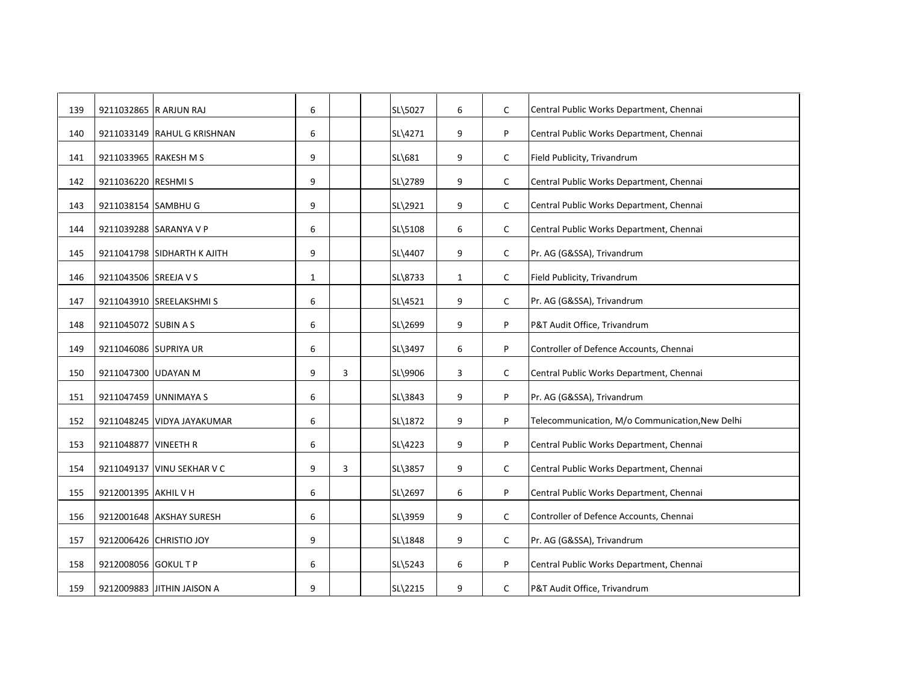| | | | | | | | | | |
|---|---|---|---|---|---|---|---|---|---|
| 139 | 9211032865 | R ARJUN RAJ | 6 | | | SL\5027 | 6 | C | Central Public Works Department, Chennai |
| 140 | 9211033149 | RAHUL G KRISHNAN | 6 | | | SL\4271 | 9 | P | Central Public Works Department, Chennai |
| 141 | 9211033965 | RAKESH M S | 9 | | | SL\681 | 9 | C | Field Publicity, Trivandrum |
| 142 | 9211036220 | RESHMI S | 9 | | | SL\2789 | 9 | C | Central Public Works Department, Chennai |
| 143 | 9211038154 | SAMBHU G | 9 | | | SL\2921 | 9 | C | Central Public Works Department, Chennai |
| 144 | 9211039288 | SARANYA V P | 6 | | | SL\5108 | 6 | C | Central Public Works Department, Chennai |
| 145 | 9211041798 | SIDHARTH K AJITH | 9 | | | SL\4407 | 9 | C | Pr. AG (G&SSA), Trivandrum |
| 146 | 9211043506 | SREEJA V S | 1 | | | SL\8733 | 1 | C | Field Publicity, Trivandrum |
| 147 | 9211043910 | SREELAKSHMI S | 6 | | | SL\4521 | 9 | C | Pr. AG (G&SSA), Trivandrum |
| 148 | 9211045072 | SUBIN A S | 6 | | | SL\2699 | 9 | P | P&T Audit Office, Trivandrum |
| 149 | 9211046086 | SUPRIYA UR | 6 | | | SL\3497 | 6 | P | Controller of Defence Accounts, Chennai |
| 150 | 9211047300 | UDAYAN M | 9 | 3 | | SL\9906 | 3 | C | Central Public Works Department, Chennai |
| 151 | 9211047459 | UNNIMAYA S | 6 | | | SL\3843 | 9 | P | Pr. AG (G&SSA), Trivandrum |
| 152 | 9211048245 | VIDYA JAYAKUMAR | 6 | | | SL\1872 | 9 | P | Telecommunication, M/o Communication,New Delhi |
| 153 | 9211048877 | VINEETH R | 6 | | | SL\4223 | 9 | P | Central Public Works Department, Chennai |
| 154 | 9211049137 | VINU SEKHAR V C | 9 | 3 | | SL\3857 | 9 | C | Central Public Works Department, Chennai |
| 155 | 9212001395 | AKHIL V H | 6 | | | SL\2697 | 6 | P | Central Public Works Department, Chennai |
| 156 | 9212001648 | AKSHAY SURESH | 6 | | | SL\3959 | 9 | C | Controller of Defence Accounts, Chennai |
| 157 | 9212006426 | CHRISTIO JOY | 9 | | | SL\1848 | 9 | C | Pr. AG (G&SSA), Trivandrum |
| 158 | 9212008056 | GOKUL T P | 6 | | | SL\5243 | 6 | P | Central Public Works Department, Chennai |
| 159 | 9212009883 | JITHIN JAISON A | 9 | | | SL\2215 | 9 | C | P&T Audit Office, Trivandrum |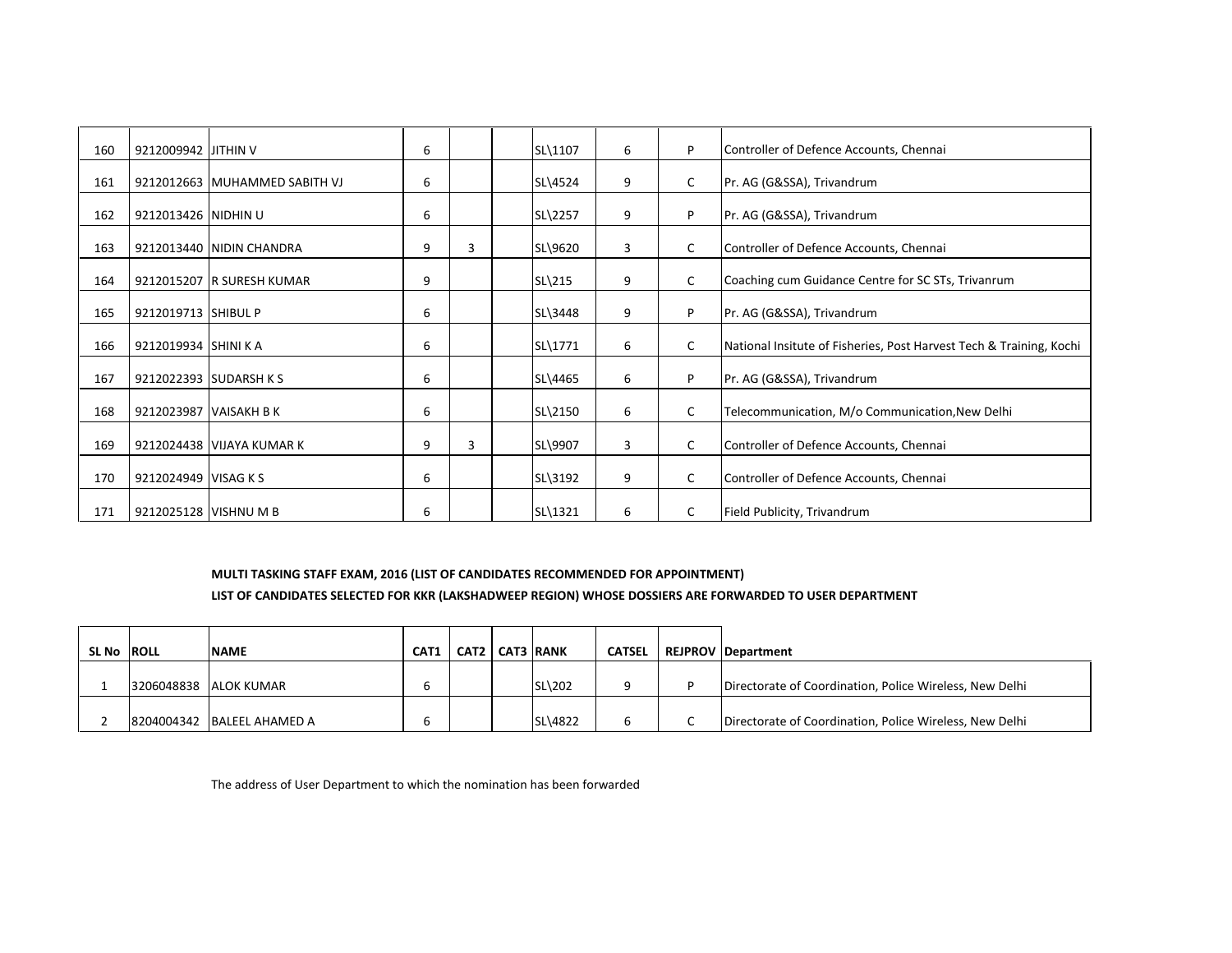| | | | | | | | | | |
|---|---|---|---|---|---|---|---|---|---|
| 160 | 9212009942 | JITHIN V | 6 | | | SL\1107 | 6 | P | Controller of Defence Accounts, Chennai |
| 161 | 9212012663 | MUHAMMED SABITH VJ | 6 | | | SL\4524 | 9 | C | Pr. AG (G&SSA), Trivandrum |
| 162 | 9212013426 | NIDHIN U | 6 | | | SL\2257 | 9 | P | Pr. AG (G&SSA), Trivandrum |
| 163 | 9212013440 | NIDIN CHANDRA | 9 | 3 | | SL\9620 | 3 | C | Controller of Defence Accounts, Chennai |
| 164 | 9212015207 | R SURESH KUMAR | 9 | | | SL\215 | 9 | C | Coaching cum Guidance Centre for SC STs, Trivanrum |
| 165 | 9212019713 | SHIBUL P | 6 | | | SL\3448 | 9 | P | Pr. AG (G&SSA), Trivandrum |
| 166 | 9212019934 | SHINI K A | 6 | | | SL\1771 | 6 | C | National Insitute of Fisheries, Post Harvest Tech & Training, Kochi |
| 167 | 9212022393 | SUDARSH K S | 6 | | | SL\4465 | 6 | P | Pr. AG (G&SSA), Trivandrum |
| 168 | 9212023987 | VAISAKH B K | 6 | | | SL\2150 | 6 | C | Telecommunication, M/o Communication,New Delhi |
| 169 | 9212024438 | VIJAYA KUMAR K | 9 | 3 | | SL\9907 | 3 | C | Controller of Defence Accounts, Chennai |
| 170 | 9212024949 | VISAG K S | 6 | | | SL\3192 | 9 | C | Controller of Defence Accounts, Chennai |
| 171 | 9212025128 | VISHNU M B | 6 | | | SL\1321 | 6 | C | Field Publicity, Trivandrum |

**MULTI TASKING STAFF EXAM, 2016 (LIST OF CANDIDATES RECOMMENDED FOR APPOINTMENT)**

**LIST OF CANDIDATES SELECTED FOR KKR (LAKSHADWEEP REGION) WHOSE DOSSIERS ARE FORWARDED TO USER DEPARTMENT**

| SL No | ROLL | NAME | CAT1 | CAT2 | CAT3 | RANK | CATSEL | REJPROV | Department |
|---|---|---|---|---|---|---|---|---|---|
| 1 | 3206048838 | ALOK KUMAR | 6 | | | SL\202 | 9 | P | Directorate of Coordination, Police Wireless, New Delhi |
| 2 | 8204004342 | BALEEL AHAMED A | 6 | | | SL\4822 | 6 | C | Directorate of Coordination, Police Wireless, New Delhi |

The address of User Department to which the nomination has been forwarded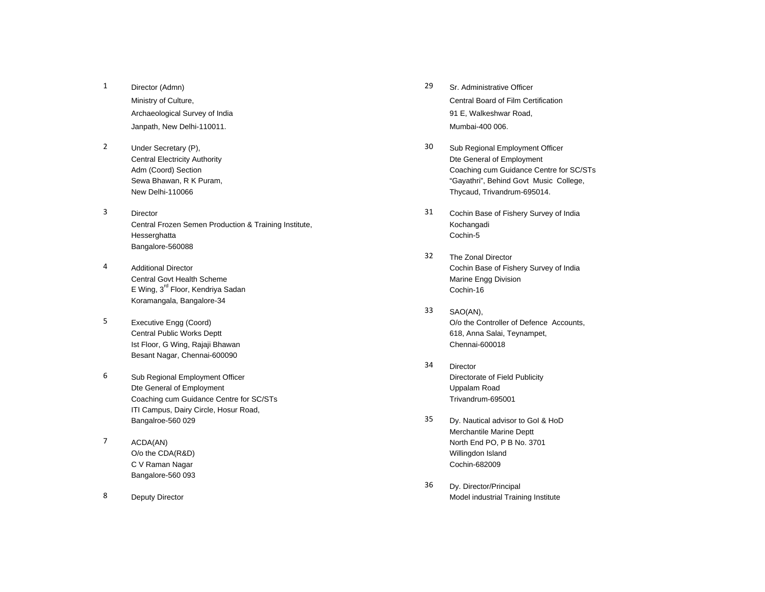1. Director (Admn)  
   Ministry of Culture,  
   Archaeological Survey of India  
   Janpath, New Delhi-110011.

2. Under Secretary (P),  
   Central Electricity Authority  
   Adm (Coord) Section  
   Sewa Bhawan, R K Puram,  
   New Delhi-110066

3. Director  
   Central Frozen Semen Production & Training Institute,  
   Hesserghatta  
   Bangalore-560088

4. Additional Director  
   Central Govt Health Scheme  
   E Wing, 3rd Floor, Kendriya Sadan  
   Koramangala, Bangalore-34

5. Executive Engg (Coord)  
   Central Public Works Deptt  
   Ist Floor, G Wing, Rajaji Bhawan  
   Besant Nagar, Chennai-600090

6. Sub Regional Employment Officer  
   Dte General of Employment  
   Coaching cum Guidance Centre for SC/STs  
   ITI Campus, Dairy Circle, Hosur Road,  
   Bangalroe-560 029

7. ACDA(AN)  
   O/o the CDA(R&D)  
   C V Raman Nagar  
   Bangalore-560 093

8. Deputy Director

29. Sr. Administrative Officer  
   Central Board of Film Certification  
   91 E, Walkeshwar Road,  
   Mumbai-400 006.

30. Sub Regional Employment Officer  
   Dte General of Employment  
   Coaching cum Guidance Centre for SC/STs  
   "Gayathri", Behind Govt Music College,  
   Thycaud, Trivandrum-695014.

31. Cochin Base of Fishery Survey of India  
   Kochangadi  
   Cochin-5

32. The Zonal Director  
   Cochin Base of Fishery Survey of India  
   Marine Engg Division  
   Cochin-16

33. SAO(AN),  
   O/o the Controller of Defence Accounts,  
   618, Anna Salai, Teynampet,  
   Chennai-600018

34. Director  
   Directorate of Field Publicity  
   Uppalam Road  
   Trivandrum-695001

35. Dy. Nautical advisor to GoI & HoD  
   Merchantile Marine Deptt  
   North End PO, P B No. 3701  
   Willingdon Island  
   Cochin-682009

36. Dy. Director/Principal  
   Model industrial Training Institute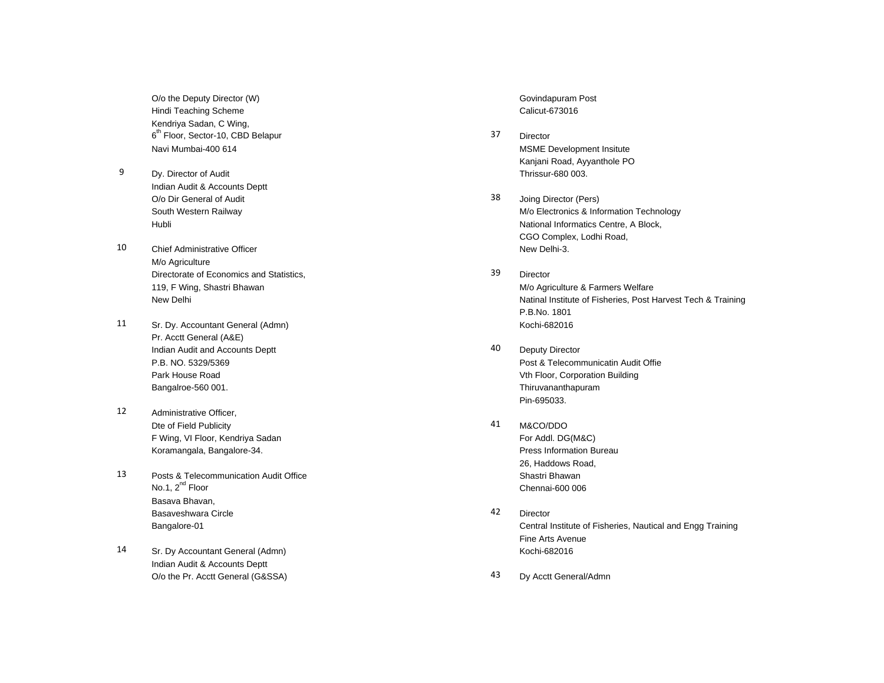O/o the Deputy Director (W)
Hindi Teaching Scheme
Kendriya Sadan, C Wing,
6th Floor, Sector-10, CBD Belapur
Navi Mumbai-400 614

9 Dy. Director of Audit
Indian Audit & Accounts Deptt
O/o Dir General of Audit
South Western Railway
Hubli

10 Chief Administrative Officer
M/o Agriculture
Directorate of Economics and Statistics,
119, F Wing, Shastri Bhawan
New Delhi

11 Sr. Dy. Accountant General (Admn)
Pr. Acctt General (A&E)
Indian Audit and Accounts Deptt
P.B. NO. 5329/5369
Park House Road
Bangalroe-560 001.

12 Administrative Officer,
Dte of Field Publicity
F Wing, VI Floor, Kendriya Sadan
Koramangala, Bangalore-34.

13 Posts & Telecommunication Audit Office
No.1, 2nd Floor
Basava Bhavan,
Basaveshwara Circle
Bangalore-01

14 Sr. Dy Accountant General (Admn)
Indian Audit & Accounts Deptt
O/o the Pr. Acctt General (G&SSA)

Govindapuram Post
Calicut-673016

37 Director
MSME Development Insitute
Kanjani Road, Ayyanthole PO
Thrissur-680 003.

38 Joing Director (Pers)
M/o Electronics & Information Technology
National Informatics Centre, A Block,
CGO Complex, Lodhi Road,
New Delhi-3.

39 Director
M/o Agriculture & Farmers Welfare
Natinal Institute of Fisheries, Post Harvest Tech & Training
P.B.No. 1801
Kochi-682016

40 Deputy Director
Post & Telecommunicatin Audit Offie
Vth Floor, Corporation Building
Thiruvananthapuram
Pin-695033.

41 M&CO/DDO
For Addl. DG(M&C)
Press Information Bureau
26, Haddows Road,
Shastri Bhawan
Chennai-600 006

42 Director
Central Institute of Fisheries, Nautical and Engg Training
Fine Arts Avenue
Kochi-682016

43 Dy Acctt General/Admn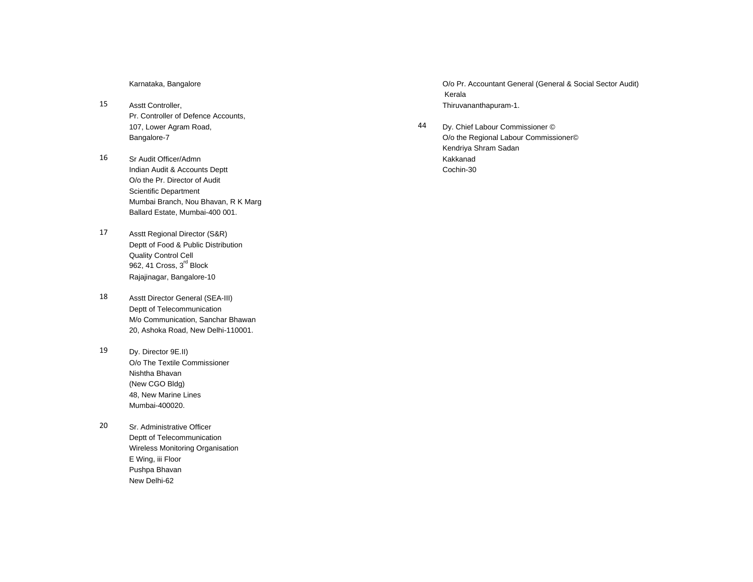Karnataka, Bangalore

15 Asstt Controller,
Pr. Controller of Defence Accounts,
107, Lower Agram Road,
Bangalore-7

16 Sr Audit Officer/Admn
Indian Audit & Accounts Deptt
O/o the Pr. Director of Audit
Scientific Department
Mumbai Branch, Nou Bhavan, R K Marg
Ballard Estate, Mumbai-400 001.

17 Asstt Regional Director (S&R)
Deptt of Food & Public Distribution
Quality Control Cell
962, 41 Cross, 3rd Block
Rajajinagar, Bangalore-10

18 Asstt Director General (SEA-III)
Deptt of Telecommunication
M/o Communication, Sanchar Bhawan
20, Ashoka Road, New Delhi-110001.

19 Dy. Director 9E.II)
O/o The Textile Commissioner
Nishtha Bhavan
(New CGO Bldg)
48, New Marine Lines
Mumbai-400020.

20 Sr. Administrative Officer
Deptt of Telecommunication
Wireless Monitoring Organisation
E Wing, iii Floor
Pushpa Bhavan
New Delhi-62

O/o Pr. Accountant General (General & Social Sector Audit)
Kerala
Thiruvananthapuram-1.

44 Dy. Chief Labour Commissioner ©
O/o the Regional Labour Commissioner©
Kendriya Shram Sadan
Kakkanad
Cochin-30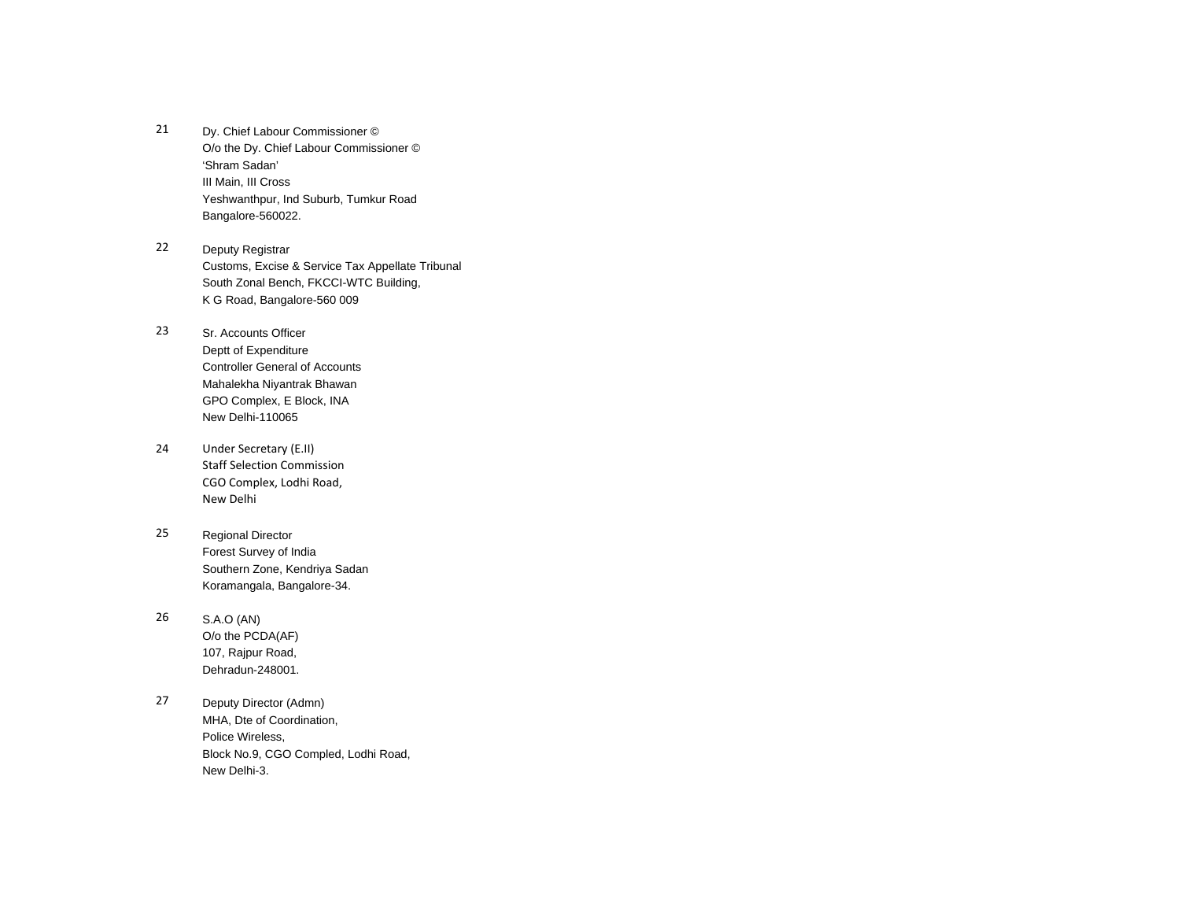21 Dy. Chief Labour Commissioner ©
O/o the Dy. Chief Labour Commissioner ©
'Shram Sadan'
III Main, III Cross
Yeshwanthpur, Ind Suburb, Tumkur Road
Bangalore-560022.

22 Deputy Registrar
Customs, Excise & Service Tax Appellate Tribunal
South Zonal Bench, FKCCI-WTC Building,
K G Road, Bangalore-560 009

23 Sr. Accounts Officer
Deptt of Expenditure
Controller General of Accounts
Mahalekha Niyantrak Bhawan
GPO Complex, E Block, INA
New Delhi-110065

24 Under Secretary (E.II)
Staff Selection Commission
CGO Complex, Lodhi Road,
New Delhi

25 Regional Director
Forest Survey of India
Southern Zone, Kendriya Sadan
Koramangala, Bangalore-34.

26 S.A.O (AN)
O/o the PCDA(AF)
107, Rajpur Road,
Dehradun-248001.

27 Deputy Director (Admn)
MHA, Dte of Coordination,
Police Wireless,
Block No.9, CGO Compled, Lodhi Road,
New Delhi-3.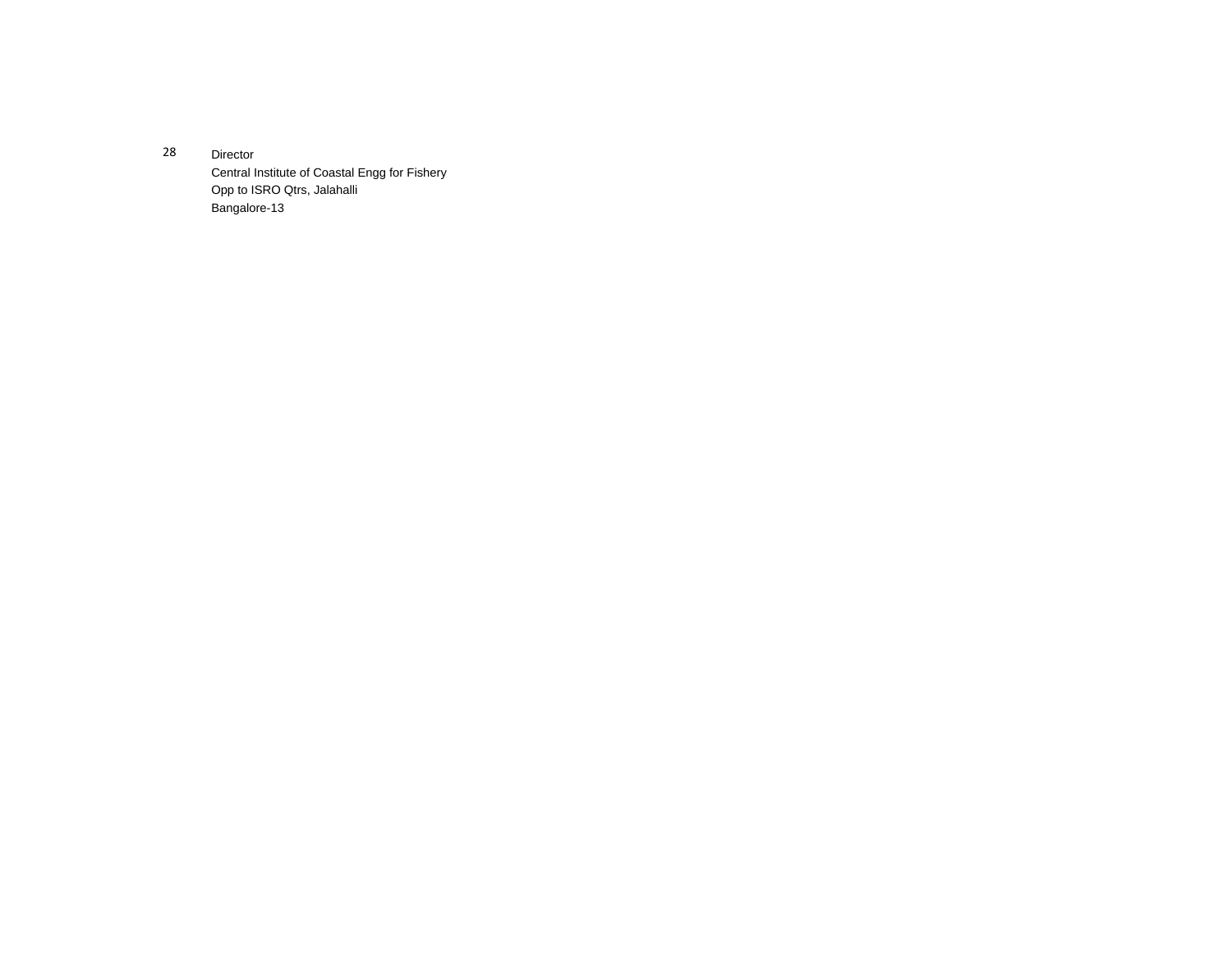| 28 | Director<br>Central Institute of Coastal Engg for Fishery<br>Opp to ISRO Qtrs, Jalahalli<br>Bangalore-13 |
| --- | --- |